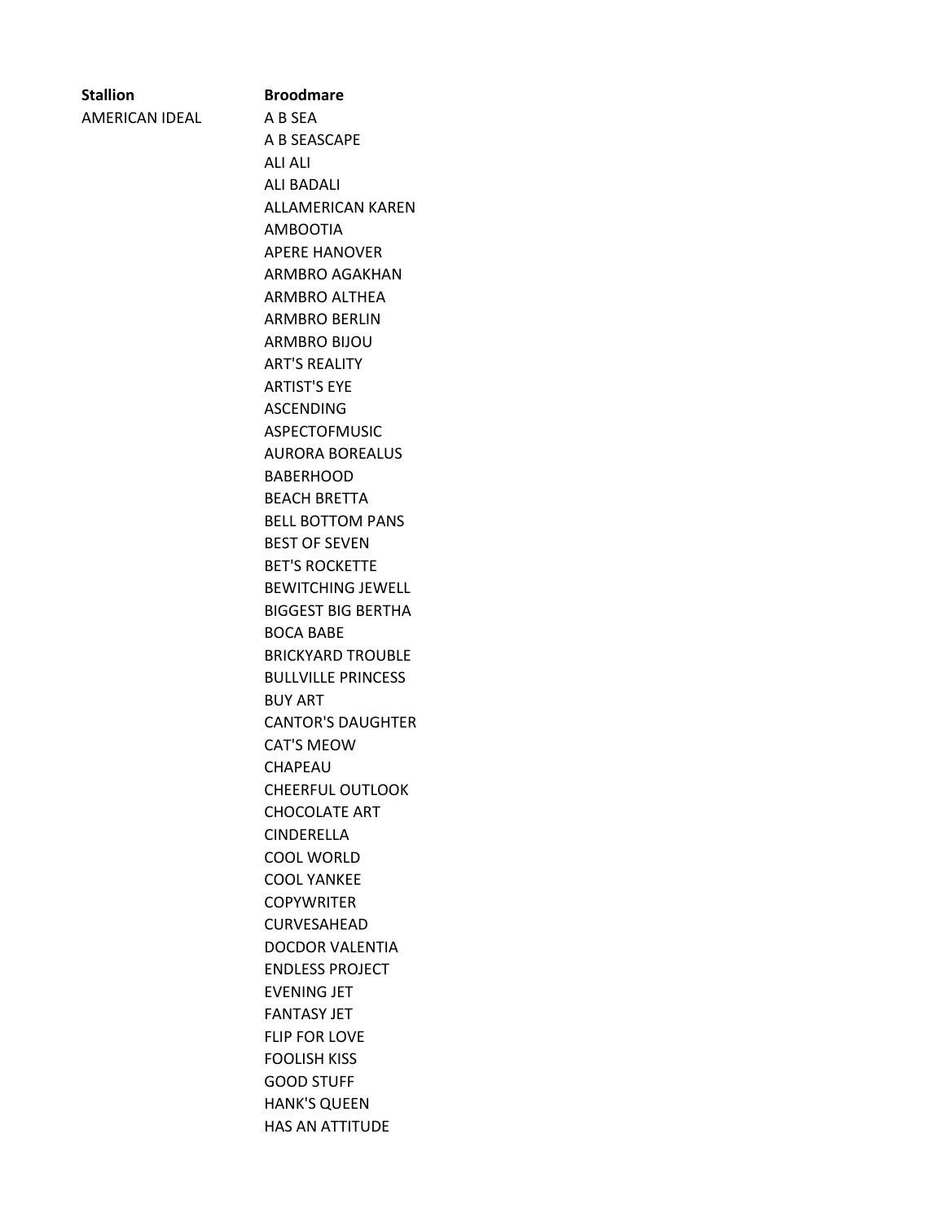| Stallion | Broodmare |
| --- | --- |
| AMERICAN IDEAL | A B SEA |
| | A B SEASCAPE |
| | ALI ALI |
| | ALI BADALI |
| | ALLAMERICAN KAREN |
| | AMBOOTIA |
| | APERE HANOVER |
| | ARMBRO AGAKHAN |
| | ARMBRO ALTHEA |
| | ARMBRO BERLIN |
| | ARMBRO BIJOU |
| | ART'S REALITY |
| | ARTIST'S EYE |
| | ASCENDING |
| | ASPECTOFMUSIC |
| | AURORA BOREALUS |
| | BABERHOOD |
| | BEACH BRETTA |
| | BELL BOTTOM PANS |
| | BEST OF SEVEN |
| | BET'S ROCKETTE |
| | BEWITCHING JEWELL |
| | BIGGEST BIG BERTHA |
| | BOCA BABE |
| | BRICKYARD TROUBLE |
| | BULLVILLE PRINCESS |
| | BUY ART |
| | CANTOR'S DAUGHTER |
| | CAT'S MEOW |
| | CHAPEAU |
| | CHEERFUL OUTLOOK |
| | CHOCOLATE ART |
| | CINDERELLA |
| | COOL WORLD |
| | COOL YANKEE |
| | COPYWRITER |
| | CURVESAHEAD |
| | DOCDOR VALENTIA |
| | ENDLESS PROJECT |
| | EVENING JET |
| | FANTASY JET |
| | FLIP FOR LOVE |
| | FOOLISH KISS |
| | GOOD STUFF |
| | HANK'S QUEEN |
| | HAS AN ATTITUDE |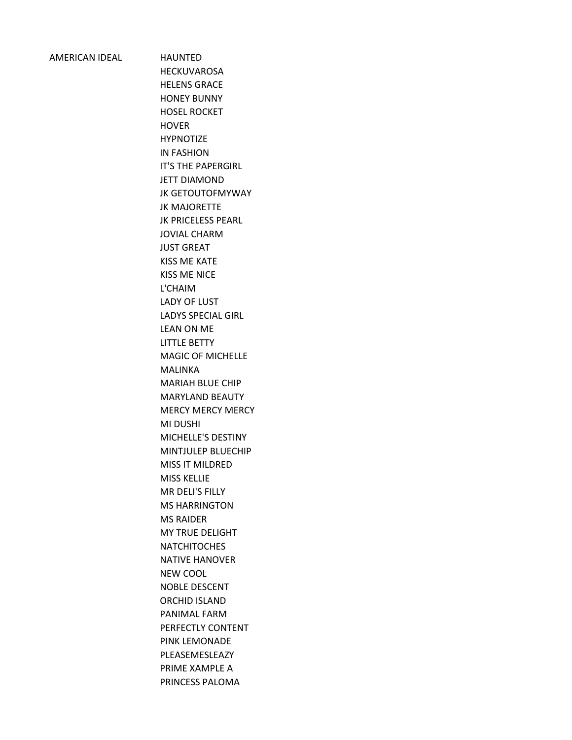| | |
|---|---|
| AMERICAN IDEAL | HAUNTED |
| | HECKUVAROSA |
| | HELENS GRACE |
| | HONEY BUNNY |
| | HOSEL ROCKET |
| | HOVER |
| | HYPNOTIZE |
| | IN FASHION |
| | IT'S THE PAPERGIRL |
| | JETT DIAMOND |
| | JK GETOUTOFMYWAY |
| | JK MAJORETTE |
| | JK PRICELESS PEARL |
| | JOVIAL CHARM |
| | JUST GREAT |
| | KISS ME KATE |
| | KISS ME NICE |
| | L'CHAIM |
| | LADY OF LUST |
| | LADYS SPECIAL GIRL |
| | LEAN ON ME |
| | LITTLE BETTY |
| | MAGIC OF MICHELLE |
| | MALINKA |
| | MARIAH BLUE CHIP |
| | MARYLAND BEAUTY |
| | MERCY MERCY MERCY |
| | MI DUSHI |
| | MICHELLE'S DESTINY |
| | MINTJULEP BLUECHIP |
| | MISS IT MILDRED |
| | MISS KELLIE |
| | MR DELI'S FILLY |
| | MS HARRINGTON |
| | MS RAIDER |
| | MY TRUE DELIGHT |
| | NATCHITOCHES |
| | NATIVE HANOVER |
| | NEW COOL |
| | NOBLE DESCENT |
| | ORCHID ISLAND |
| | PANIMAL FARM |
| | PERFECTLY CONTENT |
| | PINK LEMONADE |
| | PLEASEMESLEAZY |
| | PRIME XAMPLE A |
| | PRINCESS PALOMA |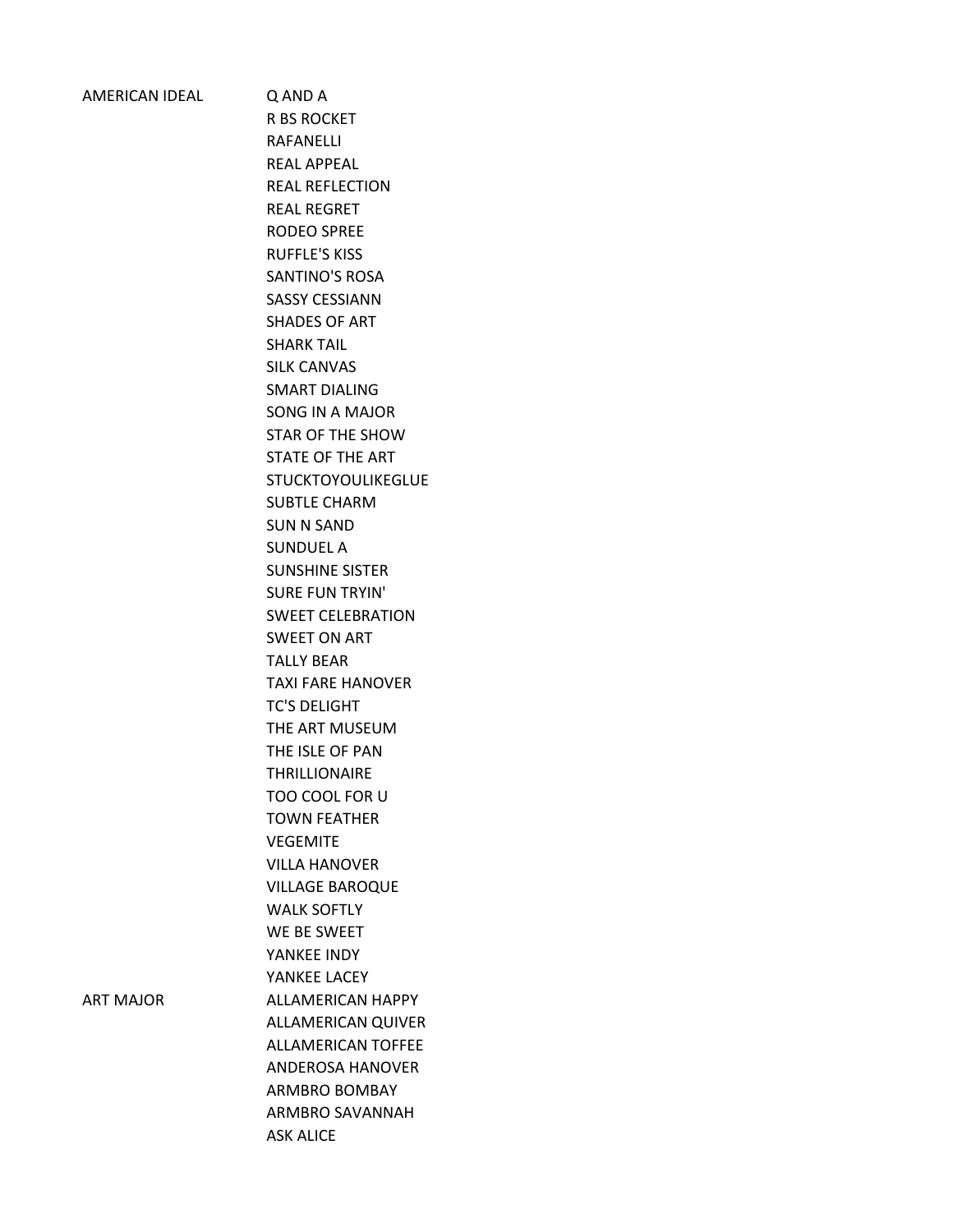| | |
|---|---|
| AMERICAN IDEAL | Q AND A |
| | R BS ROCKET |
| | RAFANELLI |
| | REAL APPEAL |
| | REAL REFLECTION |
| | REAL REGRET |
| | RODEO SPREE |
| | RUFFLE'S KISS |
| | SANTINO'S ROSA |
| | SASSY CESSIANN |
| | SHADES OF ART |
| | SHARK TAIL |
| | SILK CANVAS |
| | SMART DIALING |
| | SONG IN A MAJOR |
| | STAR OF THE SHOW |
| | STATE OF THE ART |
| | STUCKTOYOULIKEGLUE |
| | SUBTLE CHARM |
| | SUN N SAND |
| | SUNDUEL A |
| | SUNSHINE SISTER |
| | SURE FUN TRYIN' |
| | SWEET CELEBRATION |
| | SWEET ON ART |
| | TALLY BEAR |
| | TAXI FARE HANOVER |
| | TC'S DELIGHT |
| | THE ART MUSEUM |
| | THE ISLE OF PAN |
| | THRILLIONAIRE |
| | TOO COOL FOR U |
| | TOWN FEATHER |
| | VEGEMITE |
| | VILLA HANOVER |
| | VILLAGE BAROQUE |
| | WALK SOFTLY |
| | WE BE SWEET |
| | YANKEE INDY |
| | YANKEE LACEY |
| ART MAJOR | ALLAMERICAN HAPPY |
| | ALLAMERICAN QUIVER |
| | ALLAMERICAN TOFFEE |
| | ANDEROSA HANOVER |
| | ARMBRO BOMBAY |
| | ARMBRO SAVANNAH |
| | ASK ALICE |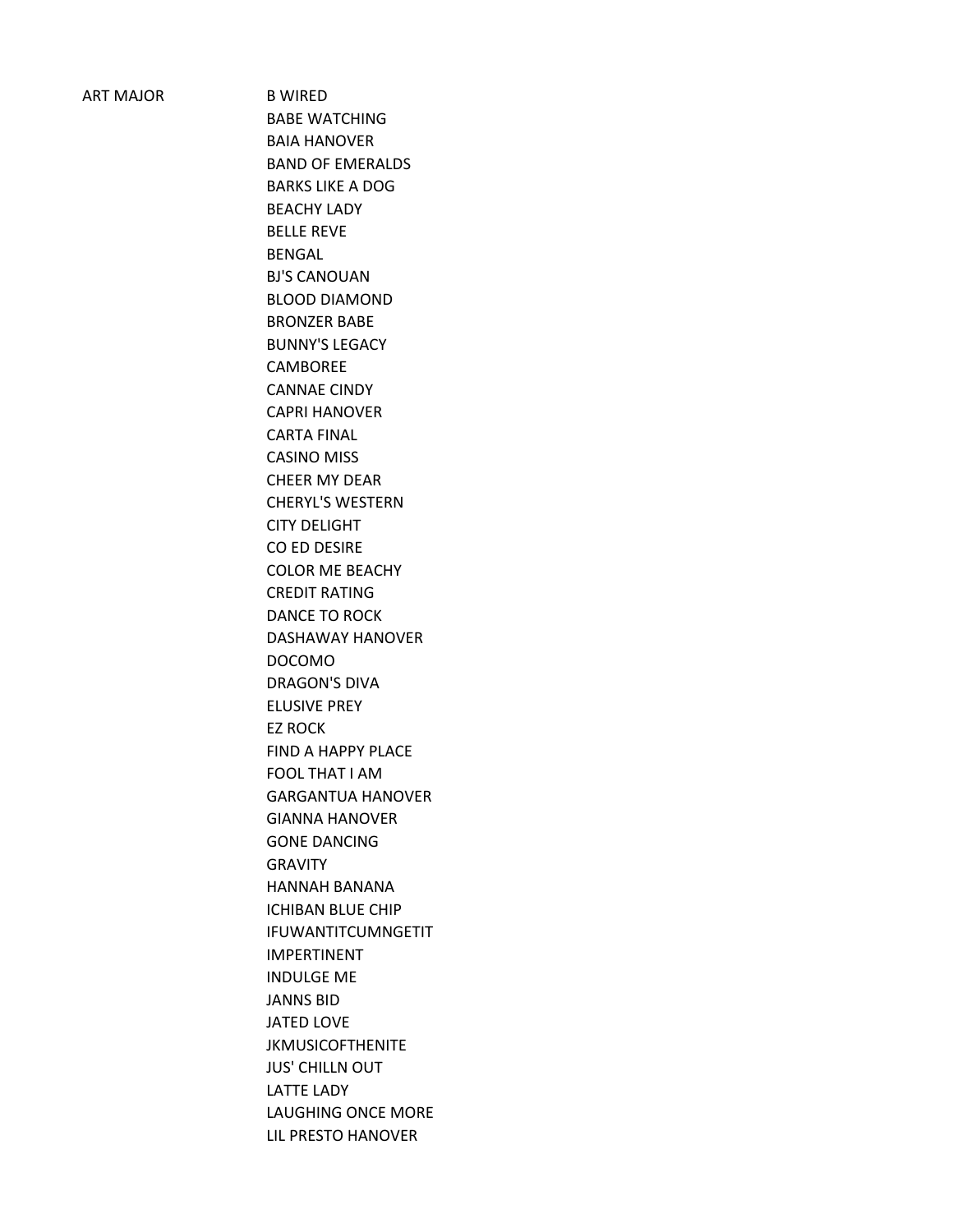| ART MAJOR | B WIRED |
|---|---|
| | BABE WATCHING |
| | BAIA HANOVER |
| | BAND OF EMERALDS |
| | BARKS LIKE A DOG |
| | BEACHY LADY |
| | BELLE REVE |
| | BENGAL |
| | BJ'S CANOUAN |
| | BLOOD DIAMOND |
| | BRONZER BABE |
| | BUNNY'S LEGACY |
| | CAMBOREE |
| | CANNAE CINDY |
| | CAPRI HANOVER |
| | CARTA FINAL |
| | CASINO MISS |
| | CHEER MY DEAR |
| | CHERYL'S WESTERN |
| | CITY DELIGHT |
| | CO ED DESIRE |
| | COLOR ME BEACHY |
| | CREDIT RATING |
| | DANCE TO ROCK |
| | DASHAWAY HANOVER |
| | DOCOMO |
| | DRAGON'S DIVA |
| | ELUSIVE PREY |
| | EZ ROCK |
| | FIND A HAPPY PLACE |
| | FOOL THAT I AM |
| | GARGANTUA HANOVER |
| | GIANNA HANOVER |
| | GONE DANCING |
| | GRAVITY |
| | HANNAH BANANA |
| | ICHIBAN BLUE CHIP |
| | IFUWANTITCUMNGETIT |
| | IMPERTINENT |
| | INDULGE ME |
| | JANNS BID |
| | JATED LOVE |
| | JKMUSICOFTHENITE |
| | JUS' CHILLN OUT |
| | LATTE LADY |
| | LAUGHING ONCE MORE |
| | LIL PRESTO HANOVER |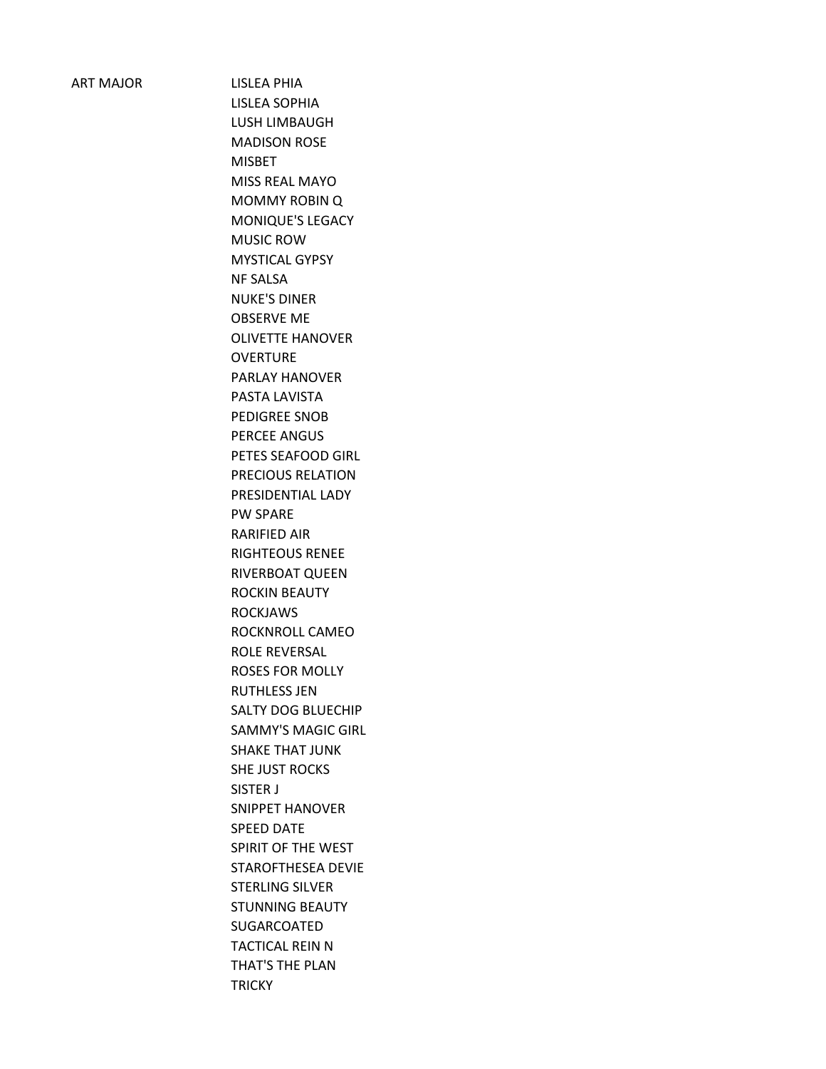| ART MAJOR | LISLEA PHIA |
| --- | --- |
| | LISLEA SOPHIA |
| | LUSH LIMBAUGH |
| | MADISON ROSE |
| | MISBET |
| | MISS REAL MAYO |
| | MOMMY ROBIN Q |
| | MONIQUE'S LEGACY |
| | MUSIC ROW |
| | MYSTICAL GYPSY |
| | NF SALSA |
| | NUKE'S DINER |
| | OBSERVE ME |
| | OLIVETTE HANOVER |
| | OVERTURE |
| | PARLAY HANOVER |
| | PASTA LAVISTA |
| | PEDIGREE SNOB |
| | PERCEE ANGUS |
| | PETES SEAFOOD GIRL |
| | PRECIOUS RELATION |
| | PRESIDENTIAL LADY |
| | PW SPARE |
| | RARIFIED AIR |
| | RIGHTEOUS RENEE |
| | RIVERBOAT QUEEN |
| | ROCKIN BEAUTY |
| | ROCKJAWS |
| | ROCKNROLL CAMEO |
| | ROLE REVERSAL |
| | ROSES FOR MOLLY |
| | RUTHLESS JEN |
| | SALTY DOG BLUECHIP |
| | SAMMY'S MAGIC GIRL |
| | SHAKE THAT JUNK |
| | SHE JUST ROCKS |
| | SISTER J |
| | SNIPPET HANOVER |
| | SPEED DATE |
| | SPIRIT OF THE WEST |
| | STAROFTHESEA DEVIE |
| | STERLING SILVER |
| | STUNNING BEAUTY |
| | SUGARCOATED |
| | TACTICAL REIN N |
| | THAT'S THE PLAN |
| | TRICKY |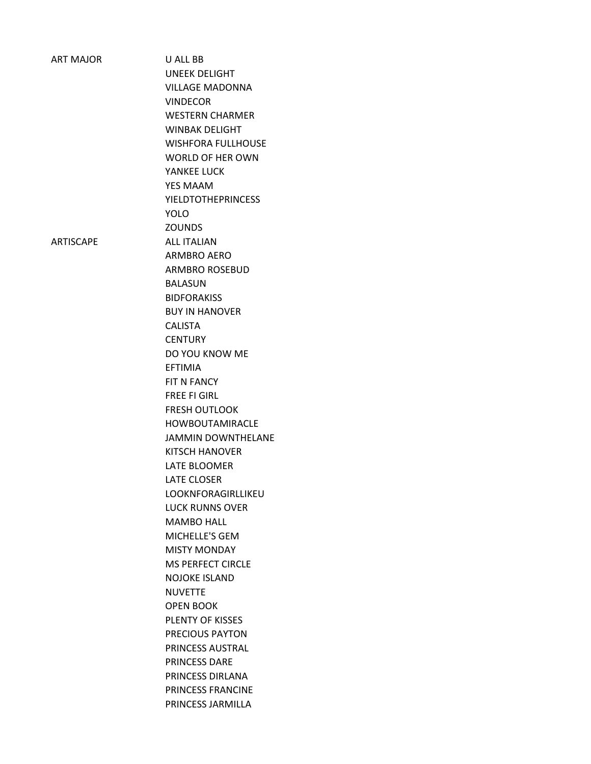| | |
|---|---|
| ART MAJOR | U ALL BB |
| | UNEEK DELIGHT |
| | VILLAGE MADONNA |
| | VINDECOR |
| | WESTERN CHARMER |
| | WINBAK DELIGHT |
| | WISHFORA FULLHOUSE |
| | WORLD OF HER OWN |
| | YANKEE LUCK |
| | YES MAAM |
| | YIELDTOTHEPRINCESS |
| | YOLO |
| | ZOUNDS |
| ARTISCAPE | ALL ITALIAN |
| | ARMBRO AERO |
| | ARMBRO ROSEBUD |
| | BALASUN |
| | BIDFORAKISS |
| | BUY IN HANOVER |
| | CALISTA |
| | CENTURY |
| | DO YOU KNOW ME |
| | EFTIMIA |
| | FIT N FANCY |
| | FREE FI GIRL |
| | FRESH OUTLOOK |
| | HOWBOUTAMIRACLE |
| | JAMMIN DOWNTHELANE |
| | KITSCH HANOVER |
| | LATE BLOOMER |
| | LATE CLOSER |
| | LOOKNFORAGIRLLIKEU |
| | LUCK RUNNS OVER |
| | MAMBO HALL |
| | MICHELLE'S GEM |
| | MISTY MONDAY |
| | MS PERFECT CIRCLE |
| | NOJOKE ISLAND |
| | NUVETTE |
| | OPEN BOOK |
| | PLENTY OF KISSES |
| | PRECIOUS PAYTON |
| | PRINCESS AUSTRAL |
| | PRINCESS DARE |
| | PRINCESS DIRLANA |
| | PRINCESS FRANCINE |
| | PRINCESS JARMILLA |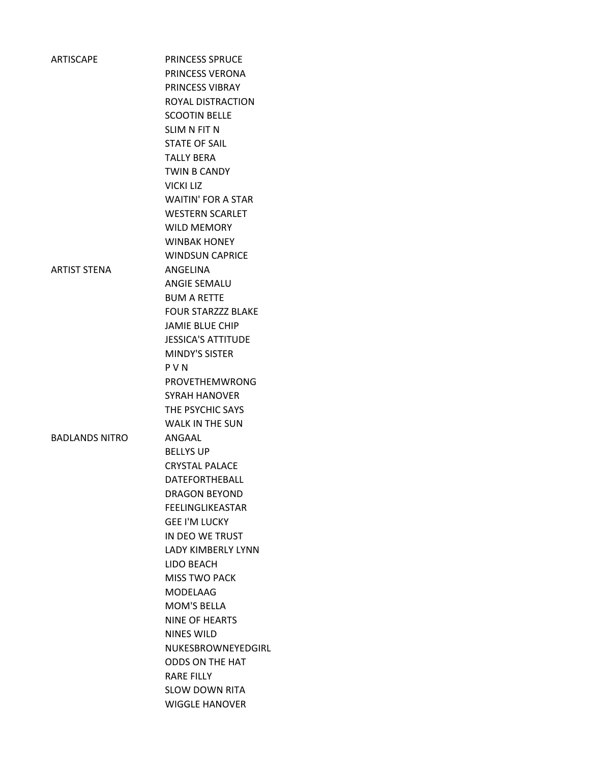| | |
|---|---|
| ARTISCAPE | PRINCESS SPRUCE |
| | PRINCESS VERONA |
| | PRINCESS VIBRAY |
| | ROYAL DISTRACTION |
| | SCOOTIN BELLE |
| | SLIM N FIT N |
| | STATE OF SAIL |
| | TALLY BERA |
| | TWIN B CANDY |
| | VICKI LIZ |
| | WAITIN' FOR A STAR |
| | WESTERN SCARLET |
| | WILD MEMORY |
| | WINBAK HONEY |
| | WINDSUN CAPRICE |
| ARTIST STENA | ANGELINA |
| | ANGIE SEMALU |
| | BUM A RETTE |
| | FOUR STARZZZ BLAKE |
| | JAMIE BLUE CHIP |
| | JESSICA'S ATTITUDE |
| | MINDY'S SISTER |
| | P V N |
| | PROVETHEMWRONG |
| | SYRAH HANOVER |
| | THE PSYCHIC SAYS |
| | WALK IN THE SUN |
| BADLANDS NITRO | ANGAAL |
| | BELLYS UP |
| | CRYSTAL PALACE |
| | DATEFORTHEBALL |
| | DRAGON BEYOND |
| | FEELINGLIKEASTAR |
| | GEE I'M LUCKY |
| | IN DEO WE TRUST |
| | LADY KIMBERLY LYNN |
| | LIDO BEACH |
| | MISS TWO PACK |
| | MODELAAG |
| | MOM'S BELLA |
| | NINE OF HEARTS |
| | NINES WILD |
| | NUKESBROWNEYEDGIRL |
| | ODDS ON THE HAT |
| | RARE FILLY |
| | SLOW DOWN RITA |
| | WIGGLE HANOVER |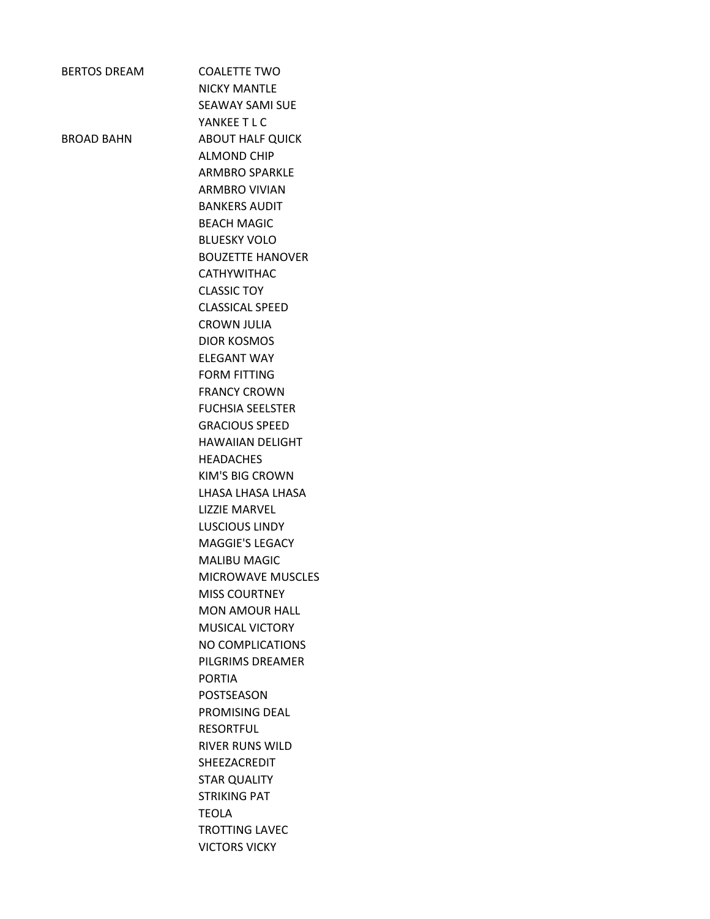| | |
|---|---|
| BERTOS DREAM | COALETTE TWO |
| | NICKY MANTLE |
| | SEAWAY SAMI SUE |
| | YANKEE T L C |
| BROAD BAHN | ABOUT HALF QUICK |
| | ALMOND CHIP |
| | ARMBRO SPARKLE |
| | ARMBRO VIVIAN |
| | BANKERS AUDIT |
| | BEACH MAGIC |
| | BLUESKY VOLO |
| | BOUZETTE HANOVER |
| | CATHYWITHAC |
| | CLASSIC TOY |
| | CLASSICAL SPEED |
| | CROWN JULIA |
| | DIOR KOSMOS |
| | ELEGANT WAY |
| | FORM FITTING |
| | FRANCY CROWN |
| | FUCHSIA SEELSTER |
| | GRACIOUS SPEED |
| | HAWAIIAN DELIGHT |
| | HEADACHES |
| | KIM'S BIG CROWN |
| | LHASA LHASA LHASA |
| | LIZZIE MARVEL |
| | LUSCIOUS LINDY |
| | MAGGIE'S LEGACY |
| | MALIBU MAGIC |
| | MICROWAVE MUSCLES |
| | MISS COURTNEY |
| | MON AMOUR HALL |
| | MUSICAL VICTORY |
| | NO COMPLICATIONS |
| | PILGRIMS DREAMER |
| | PORTIA |
| | POSTSEASON |
| | PROMISING DEAL |
| | RESORTFUL |
| | RIVER RUNS WILD |
| | SHEEZACREDIT |
| | STAR QUALITY |
| | STRIKING PAT |
| | TEOLA |
| | TROTTING LAVEC |
| | VICTORS VICKY |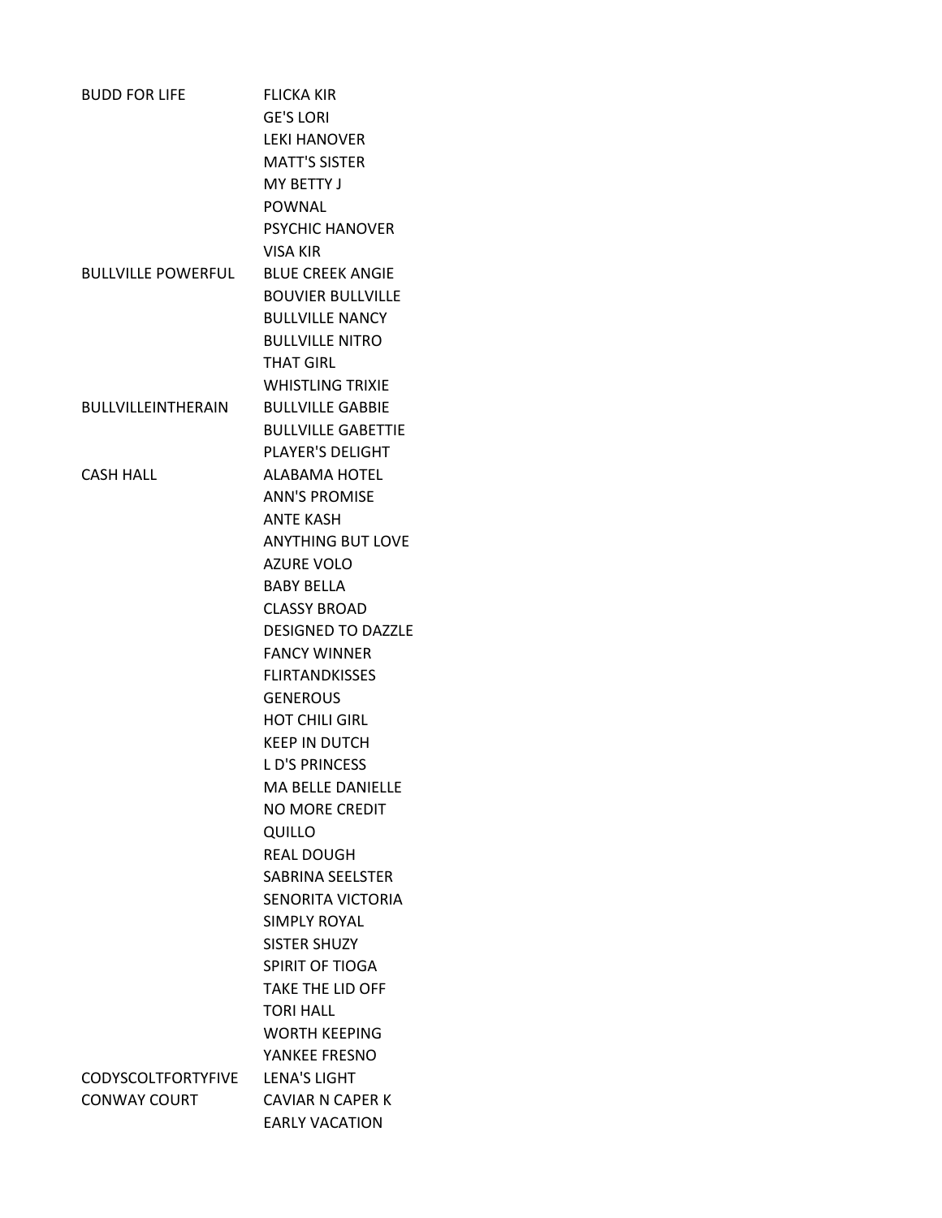| | |
|---|---|
| BUDD FOR LIFE | FLICKA KIR |
| | GE'S LORI |
| | LEKI HANOVER |
| | MATT'S SISTER |
| | MY BETTY J |
| | POWNAL |
| | PSYCHIC HANOVER |
| | VISA KIR |
| BULLVILLE POWERFUL | BLUE CREEK ANGIE |
| | BOUVIER BULLVILLE |
| | BULLVILLE NANCY |
| | BULLVILLE NITRO |
| | THAT GIRL |
| | WHISTLING TRIXIE |
| BULLVILLEINTHERAIN | BULLVILLE GABBIE |
| | BULLVILLE GABETTIE |
| | PLAYER'S DELIGHT |
| CASH HALL | ALABAMA HOTEL |
| | ANN'S PROMISE |
| | ANTE KASH |
| | ANYTHING BUT LOVE |
| | AZURE VOLO |
| | BABY BELLA |
| | CLASSY BROAD |
| | DESIGNED TO DAZZLE |
| | FANCY WINNER |
| | FLIRTANDKISSES |
| | GENEROUS |
| | HOT CHILI GIRL |
| | KEEP IN DUTCH |
| | L D'S PRINCESS |
| | MA BELLE DANIELLE |
| | NO MORE CREDIT |
| | QUILLO |
| | REAL DOUGH |
| | SABRINA SEELSTER |
| | SENORITA VICTORIA |
| | SIMPLY ROYAL |
| | SISTER SHUZY |
| | SPIRIT OF TIOGA |
| | TAKE THE LID OFF |
| | TORI HALL |
| | WORTH KEEPING |
| | YANKEE FRESNO |
| CODYSCOLTFORTYFIVE | LENA'S LIGHT |
| CONWAY COURT | CAVIAR N CAPER K |
| | EARLY VACATION |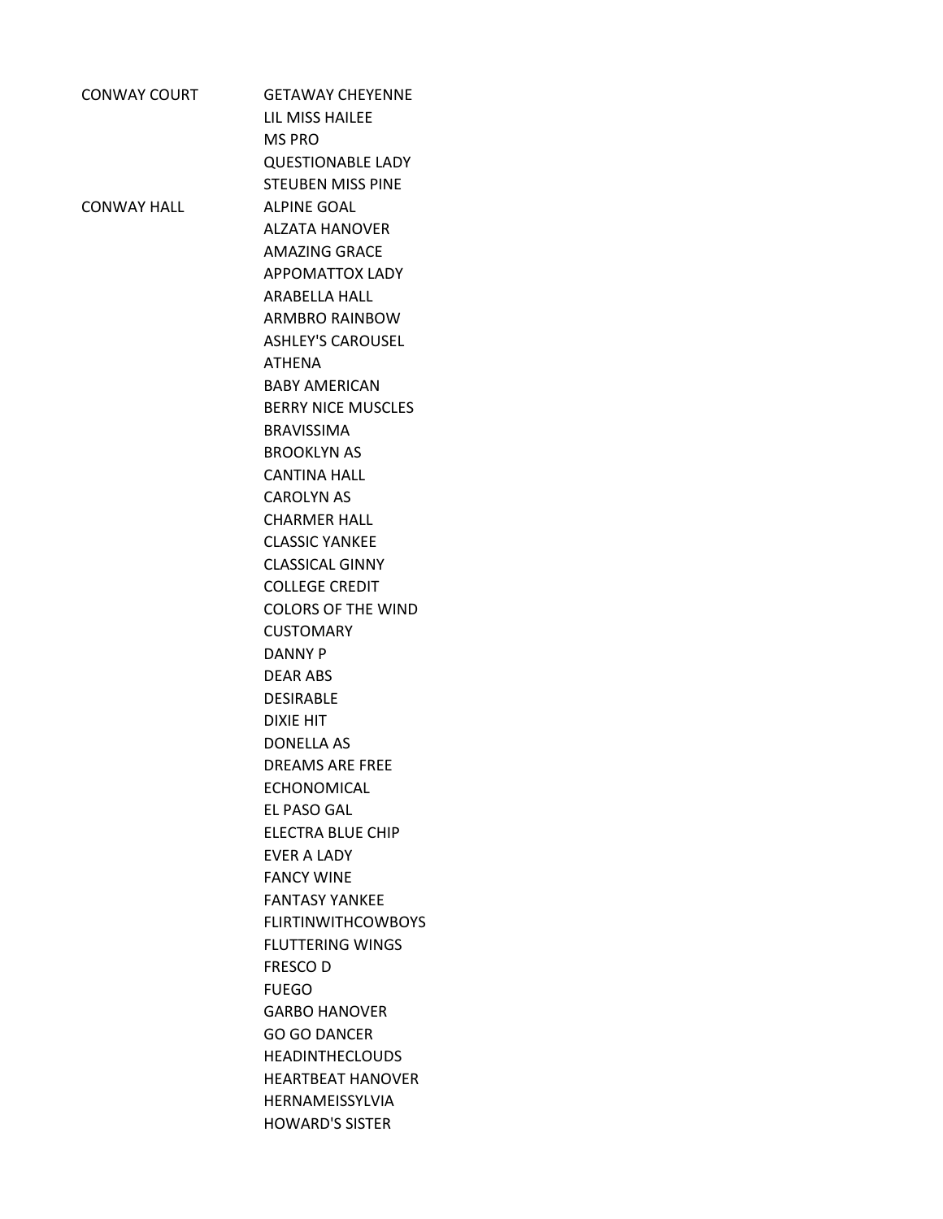| | |
|---|---|
| CONWAY COURT | GETAWAY CHEYENNE |
| | LIL MISS HAILEE |
| | MS PRO |
| | QUESTIONABLE LADY |
| | STEUBEN MISS PINE |
| CONWAY HALL | ALPINE GOAL |
| | ALZATA HANOVER |
| | AMAZING GRACE |
| | APPOMATTOX LADY |
| | ARABELLA HALL |
| | ARMBRO RAINBOW |
| | ASHLEY'S CAROUSEL |
| | ATHENA |
| | BABY AMERICAN |
| | BERRY NICE MUSCLES |
| | BRAVISSIMA |
| | BROOKLYN AS |
| | CANTINA HALL |
| | CAROLYN AS |
| | CHARMER HALL |
| | CLASSIC YANKEE |
| | CLASSICAL GINNY |
| | COLLEGE CREDIT |
| | COLORS OF THE WIND |
| | CUSTOMARY |
| | DANNY P |
| | DEAR ABS |
| | DESIRABLE |
| | DIXIE HIT |
| | DONELLA AS |
| | DREAMS ARE FREE |
| | ECHONOMICAL |
| | EL PASO GAL |
| | ELECTRA BLUE CHIP |
| | EVER A LADY |
| | FANCY WINE |
| | FANTASY YANKEE |
| | FLIRTINWITHCOWBOYS |
| | FLUTTERING WINGS |
| | FRESCO D |
| | FUEGO |
| | GARBO HANOVER |
| | GO GO DANCER |
| | HEADINTHECLOUDS |
| | HEARTBEAT HANOVER |
| | HERNAMEISSYLVIA |
| | HOWARD'S SISTER |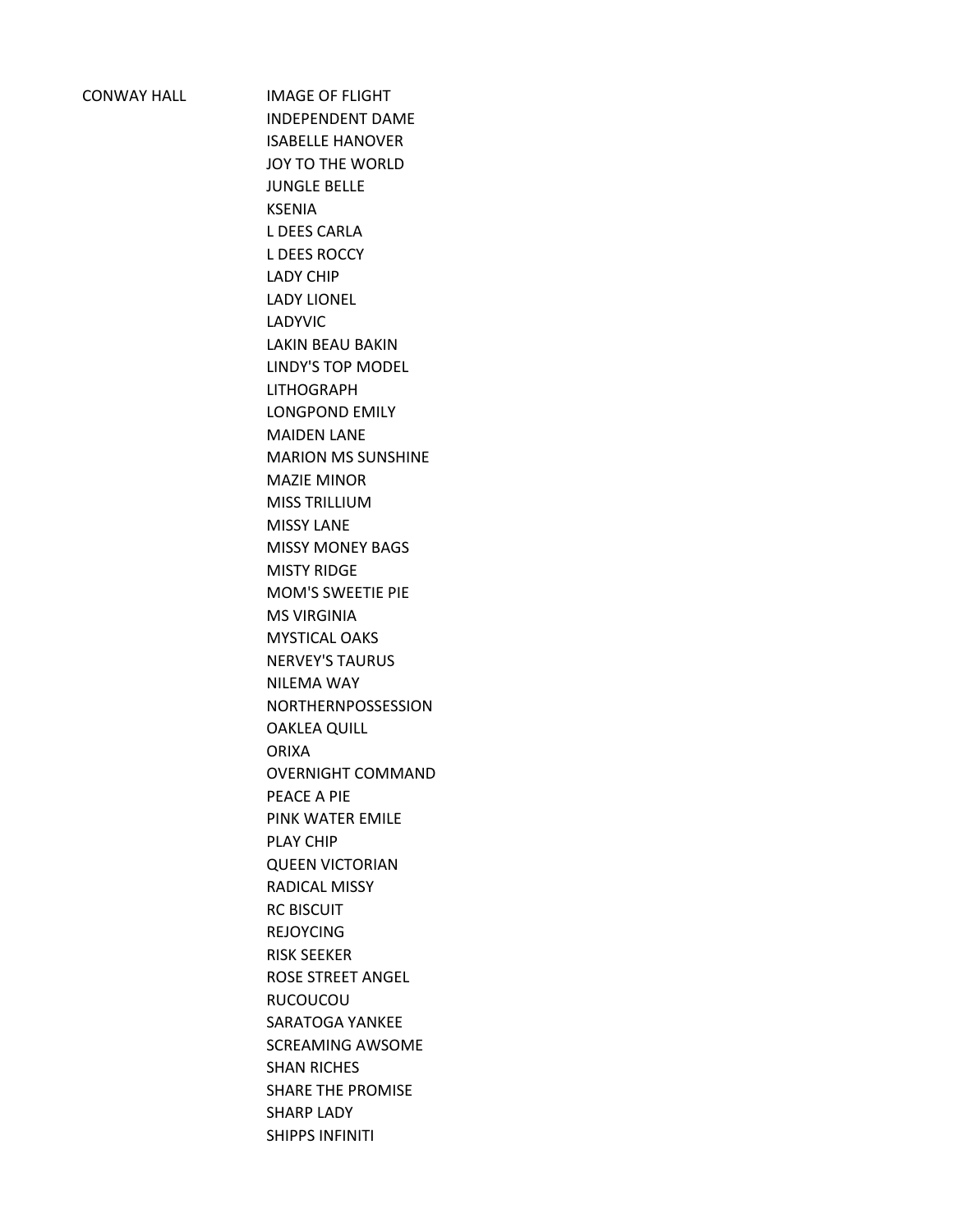| | |
|---|---|
| CONWAY HALL | IMAGE OF FLIGHT |
| | INDEPENDENT DAME |
| | ISABELLE HANOVER |
| | JOY TO THE WORLD |
| | JUNGLE BELLE |
| | KSENIA |
| | L DEES CARLA |
| | L DEES ROCCY |
| | LADY CHIP |
| | LADY LIONEL |
| | LADYVIC |
| | LAKIN BEAU BAKIN |
| | LINDY'S TOP MODEL |
| | LITHOGRAPH |
| | LONGPOND EMILY |
| | MAIDEN LANE |
| | MARION MS SUNSHINE |
| | MAZIE MINOR |
| | MISS TRILLIUM |
| | MISSY LANE |
| | MISSY MONEY BAGS |
| | MISTY RIDGE |
| | MOM'S SWEETIE PIE |
| | MS VIRGINIA |
| | MYSTICAL OAKS |
| | NERVEY'S TAURUS |
| | NILEMA WAY |
| | NORTHERNPOSSESSION |
| | OAKLEA QUILL |
| | ORIXA |
| | OVERNIGHT COMMAND |
| | PEACE A PIE |
| | PINK WATER EMILE |
| | PLAY CHIP |
| | QUEEN VICTORIAN |
| | RADICAL MISSY |
| | RC BISCUIT |
| | REJOYCING |
| | RISK SEEKER |
| | ROSE STREET ANGEL |
| | RUCOUCOU |
| | SARATOGA YANKEE |
| | SCREAMING AWSOME |
| | SHAN RICHES |
| | SHARE THE PROMISE |
| | SHARP LADY |
| | SHIPPS INFINITI |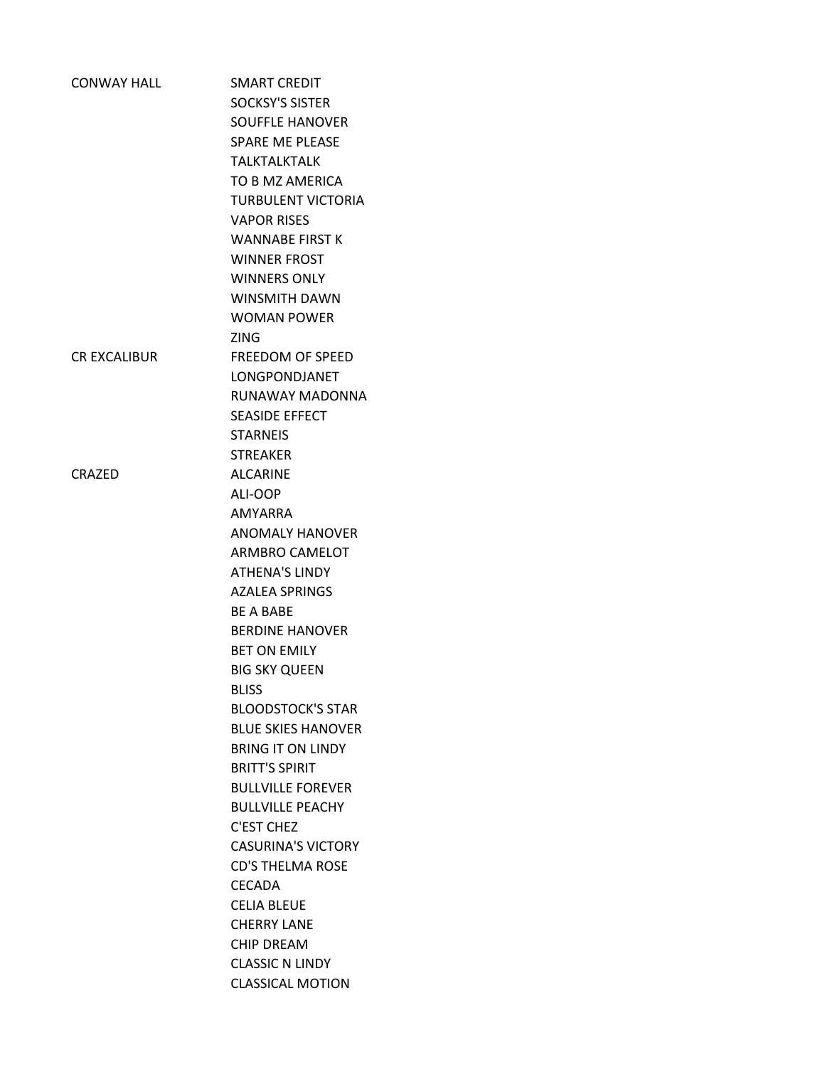| | |
|---|---|
| CONWAY HALL | SMART CREDIT |
| | SOCKSY'S SISTER |
| | SOUFFLE HANOVER |
| | SPARE ME PLEASE |
| | TALKTALKTALK |
| | TO B MZ AMERICA |
| | TURBULENT VICTORIA |
| | VAPOR RISES |
| | WANNABE FIRST K |
| | WINNER FROST |
| | WINNERS ONLY |
| | WINSMITH DAWN |
| | WOMAN POWER |
| | ZING |
| CR EXCALIBUR | FREEDOM OF SPEED |
| | LONGPONDJANET |
| | RUNAWAY MADONNA |
| | SEASIDE EFFECT |
| | STARNEIS |
| | STREAKER |
| CRAZED | ALCARINE |
| | ALI-OOP |
| | AMYARRA |
| | ANOMALY HANOVER |
| | ARMBRO CAMELOT |
| | ATHENA'S LINDY |
| | AZALEA SPRINGS |
| | BE A BABE |
| | BERDINE HANOVER |
| | BET ON EMILY |
| | BIG SKY QUEEN |
| | BLISS |
| | BLOODSTOCK'S STAR |
| | BLUE SKIES HANOVER |
| | BRING IT ON LINDY |
| | BRITT'S SPIRIT |
| | BULLVILLE FOREVER |
| | BULLVILLE PEACHY |
| | C'EST CHEZ |
| | CASURINA'S VICTORY |
| | CD'S THELMA ROSE |
| | CECADA |
| | CELIA BLEUE |
| | CHERRY LANE |
| | CHIP DREAM |
| | CLASSIC N LINDY |
| | CLASSICAL MOTION |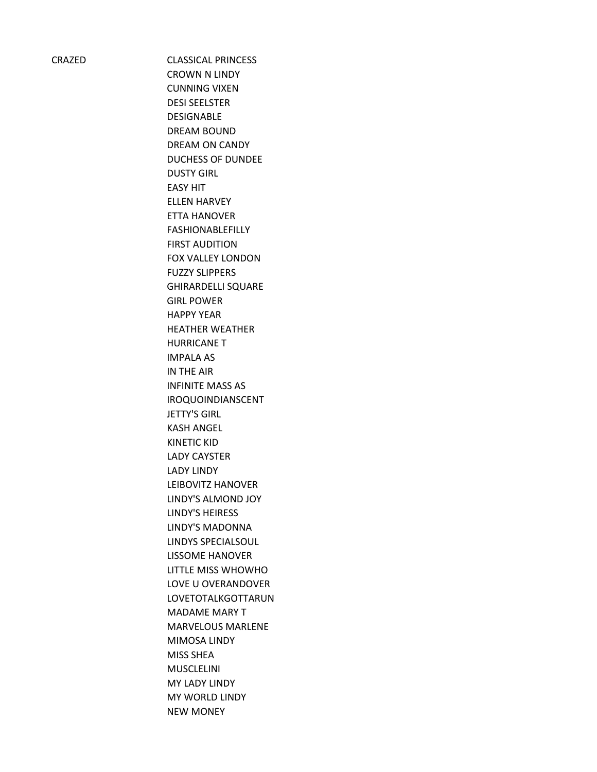| CRAZED | CLASSICAL PRINCESS |
|---|---|
| | CROWN N LINDY |
| | CUNNING VIXEN |
| | DESI SEELSTER |
| | DESIGNABLE |
| | DREAM BOUND |
| | DREAM ON CANDY |
| | DUCHESS OF DUNDEE |
| | DUSTY GIRL |
| | EASY HIT |
| | ELLEN HARVEY |
| | ETTA HANOVER |
| | FASHIONABLEFILLY |
| | FIRST AUDITION |
| | FOX VALLEY LONDON |
| | FUZZY SLIPPERS |
| | GHIRARDELLI SQUARE |
| | GIRL POWER |
| | HAPPY YEAR |
| | HEATHER WEATHER |
| | HURRICANE T |
| | IMPALA AS |
| | IN THE AIR |
| | INFINITE MASS AS |
| | IROQUOINDIANSCENT |
| | JETTY'S GIRL |
| | KASH ANGEL |
| | KINETIC KID |
| | LADY CAYSTER |
| | LADY LINDY |
| | LEIBOVITZ HANOVER |
| | LINDY'S ALMOND JOY |
| | LINDY'S HEIRESS |
| | LINDY'S MADONNA |
| | LINDYS SPECIALSOUL |
| | LISSOME HANOVER |
| | LITTLE MISS WHOWHO |
| | LOVE U OVERANDOVER |
| | LOVETOTALKGOTTARUN |
| | MADAME MARY T |
| | MARVELOUS MARLENE |
| | MIMOSA LINDY |
| | MISS SHEA |
| | MUSCLELINI |
| | MY LADY LINDY |
| | MY WORLD LINDY |
| | NEW MONEY |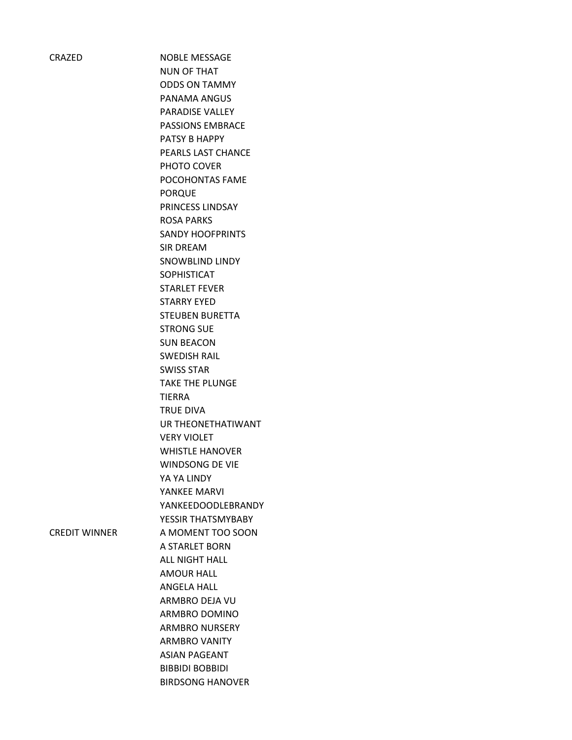| | |
|---|---|
| CRAZED | NOBLE MESSAGE |
| | NUN OF THAT |
| | ODDS ON TAMMY |
| | PANAMA ANGUS |
| | PARADISE VALLEY |
| | PASSIONS EMBRACE |
| | PATSY B HAPPY |
| | PEARLS LAST CHANCE |
| | PHOTO COVER |
| | POCOHONTAS FAME |
| | PORQUE |
| | PRINCESS LINDSAY |
| | ROSA PARKS |
| | SANDY HOOFPRINTS |
| | SIR DREAM |
| | SNOWBLIND LINDY |
| | SOPHISTICAT |
| | STARLET FEVER |
| | STARRY EYED |
| | STEUBEN BURETTA |
| | STRONG SUE |
| | SUN BEACON |
| | SWEDISH RAIL |
| | SWISS STAR |
| | TAKE THE PLUNGE |
| | TIERRA |
| | TRUE DIVA |
| | UR THEONETHATIWANT |
| | VERY VIOLET |
| | WHISTLE HANOVER |
| | WINDSONG DE VIE |
| | YA YA LINDY |
| | YANKEE MARVI |
| | YANKEEDOODLEBRANDY |
| | YESSIR THATSMYBABY |
| CREDIT WINNER | A MOMENT TOO SOON |
| | A STARLET BORN |
| | ALL NIGHT HALL |
| | AMOUR HALL |
| | ANGELA HALL |
| | ARMBRO DEJA VU |
| | ARMBRO DOMINO |
| | ARMBRO NURSERY |
| | ARMBRO VANITY |
| | ASIAN PAGEANT |
| | BIBBIDI BOBBIDI |
| | BIRDSONG HANOVER |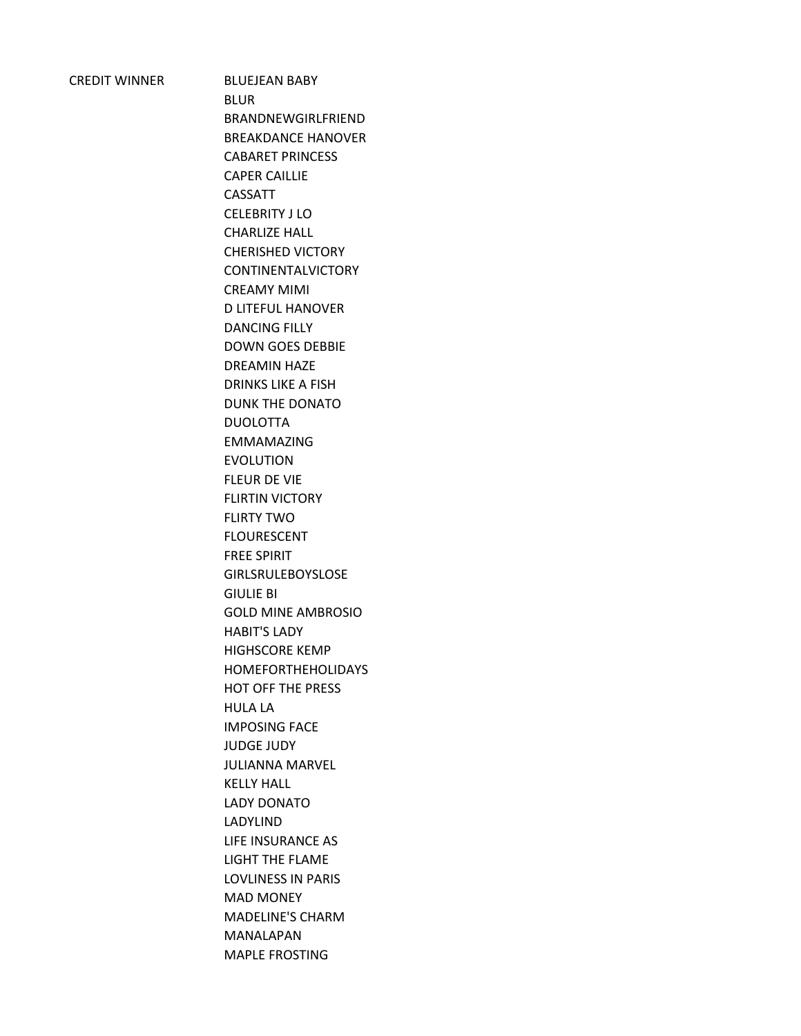| CREDIT WINNER | BLUEJEAN BABY |
| --- | --- |
| | BLUR |
| | BRANDNEWGIRLFRIEND |
| | BREAKDANCE HANOVER |
| | CABARET PRINCESS |
| | CAPER CAILLIE |
| | CASSATT |
| | CELEBRITY J LO |
| | CHARLIZE HALL |
| | CHERISHED VICTORY |
| | CONTINENTALVICTORY |
| | CREAMY MIMI |
| | D LITEFUL HANOVER |
| | DANCING FILLY |
| | DOWN GOES DEBBIE |
| | DREAMIN HAZE |
| | DRINKS LIKE A FISH |
| | DUNK THE DONATO |
| | DUOLOTTA |
| | EMMAMAZING |
| | EVOLUTION |
| | FLEUR DE VIE |
| | FLIRTIN VICTORY |
| | FLIRTY TWO |
| | FLOURESCENT |
| | FREE SPIRIT |
| | GIRLSRULEBOYSLOSE |
| | GIULIE BI |
| | GOLD MINE AMBROSIO |
| | HABIT'S LADY |
| | HIGHSCORE KEMP |
| | HOMEFORTHEHOLIDAYS |
| | HOT OFF THE PRESS |
| | HULA LA |
| | IMPOSING FACE |
| | JUDGE JUDY |
| | JULIANNA MARVEL |
| | KELLY HALL |
| | LADY DONATO |
| | LADYLIND |
| | LIFE INSURANCE AS |
| | LIGHT THE FLAME |
| | LOVLINESS IN PARIS |
| | MAD MONEY |
| | MADELINE'S CHARM |
| | MANALAPAN |
| | MAPLE FROSTING |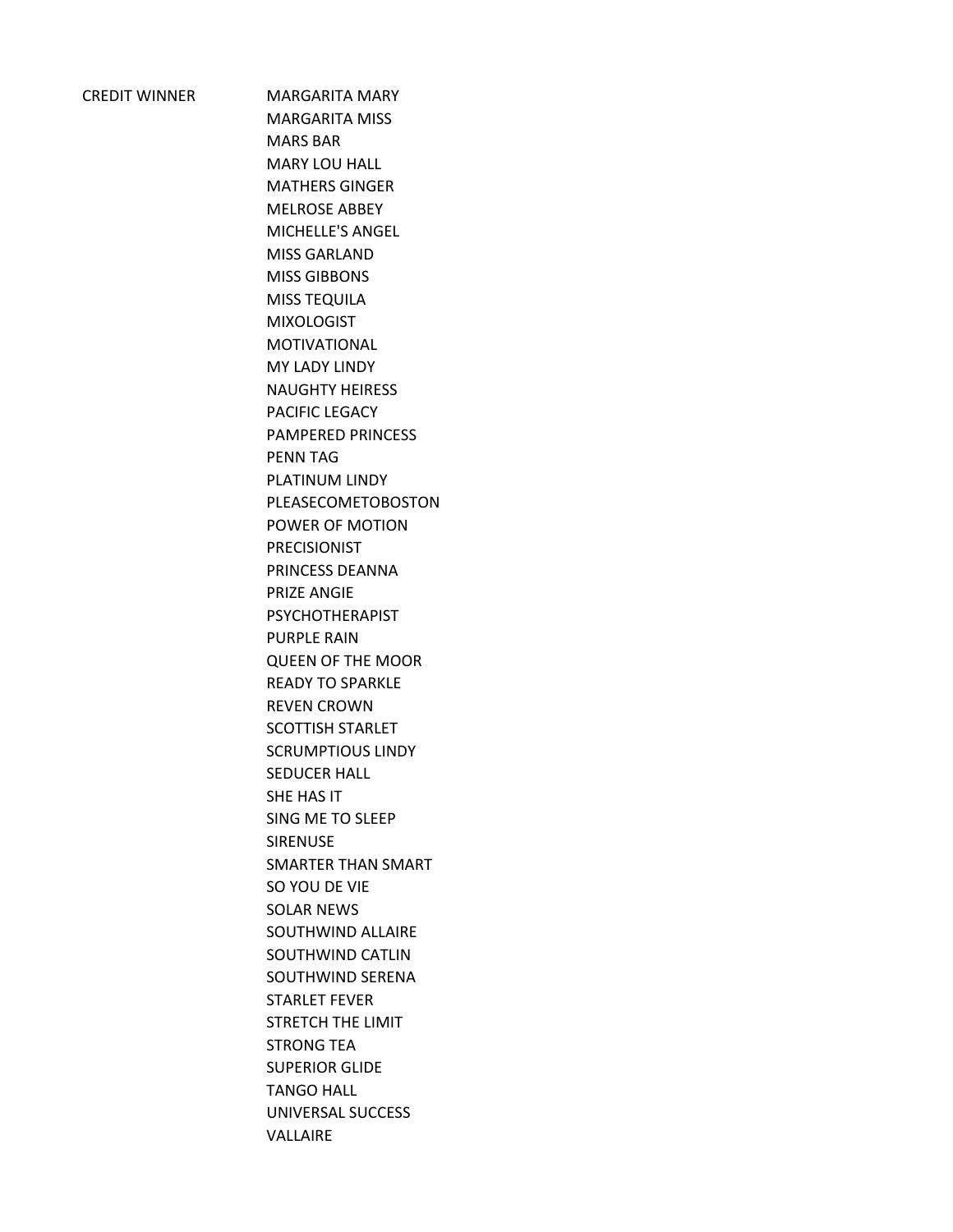| CREDIT WINNER | MARGARITA MARY |
|---|---|
| | MARGARITA MISS |
| | MARS BAR |
| | MARY LOU HALL |
| | MATHERS GINGER |
| | MELROSE ABBEY |
| | MICHELLE'S ANGEL |
| | MISS GARLAND |
| | MISS GIBBONS |
| | MISS TEQUILA |
| | MIXOLOGIST |
| | MOTIVATIONAL |
| | MY LADY LINDY |
| | NAUGHTY HEIRESS |
| | PACIFIC LEGACY |
| | PAMPERED PRINCESS |
| | PENN TAG |
| | PLATINUM LINDY |
| | PLEASECOMETOBOSTON |
| | POWER OF MOTION |
| | PRECISIONIST |
| | PRINCESS DEANNA |
| | PRIZE ANGIE |
| | PSYCHOTHERAPIST |
| | PURPLE RAIN |
| | QUEEN OF THE MOOR |
| | READY TO SPARKLE |
| | REVEN CROWN |
| | SCOTTISH STARLET |
| | SCRUMPTIOUS LINDY |
| | SEDUCER HALL |
| | SHE HAS IT |
| | SING ME TO SLEEP |
| | SIRENUSE |
| | SMARTER THAN SMART |
| | SO YOU DE VIE |
| | SOLAR NEWS |
| | SOUTHWIND ALLAIRE |
| | SOUTHWIND CATLIN |
| | SOUTHWIND SERENA |
| | STARLET FEVER |
| | STRETCH THE LIMIT |
| | STRONG TEA |
| | SUPERIOR GLIDE |
| | TANGO HALL |
| | UNIVERSAL SUCCESS |
| | VALLAIRE |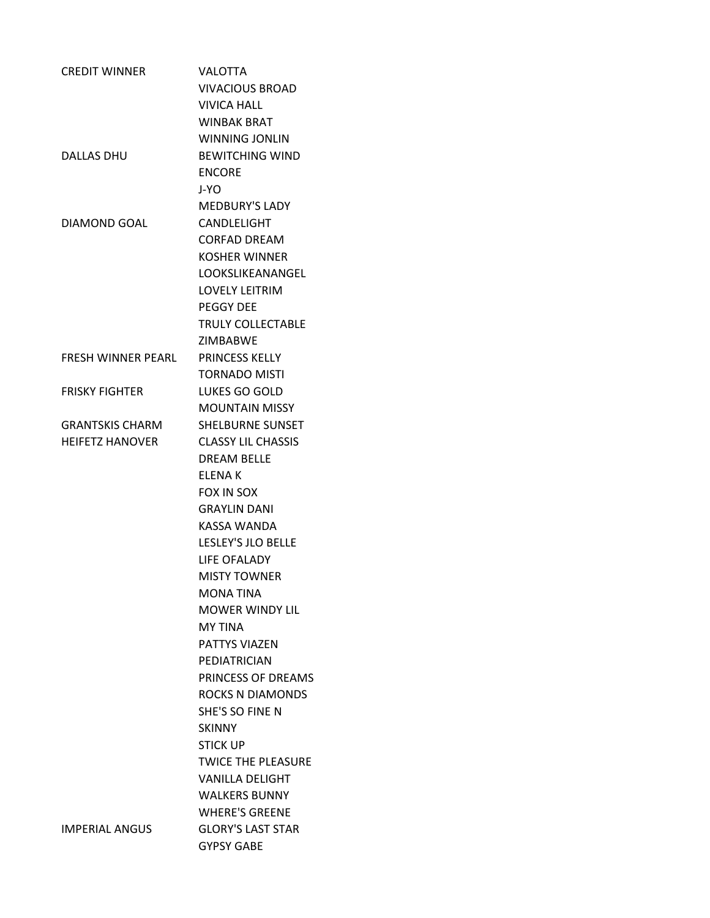| | |
|---|---|
| CREDIT WINNER | VALOTTA |
| | VIVACIOUS BROAD |
| | VIVICA HALL |
| | WINBAK BRAT |
| | WINNING JONLIN |
| DALLAS DHU | BEWITCHING WIND |
| | ENCORE |
| | J-YO |
| | MEDBURY'S LADY |
| DIAMOND GOAL | CANDLELIGHT |
| | CORFAD DREAM |
| | KOSHER WINNER |
| | LOOKSLIKEANANGEL |
| | LOVELY LEITRIM |
| | PEGGY DEE |
| | TRULY COLLECTABLE |
| | ZIMBABWE |
| FRESH WINNER PEARL | PRINCESS KELLY |
| | TORNADO MISTI |
| FRISKY FIGHTER | LUKES GO GOLD |
| | MOUNTAIN MISSY |
| GRANTSKIS CHARM | SHELBURNE SUNSET |
| HEIFETZ HANOVER | CLASSY LIL CHASSIS |
| | DREAM BELLE |
| | ELENA K |
| | FOX IN SOX |
| | GRAYLIN DANI |
| | KASSA WANDA |
| | LESLEY'S JLO BELLE |
| | LIFE OFALADY |
| | MISTY TOWNER |
| | MONA TINA |
| | MOWER WINDY LIL |
| | MY TINA |
| | PATTYS VIAZEN |
| | PEDIATRICIAN |
| | PRINCESS OF DREAMS |
| | ROCKS N DIAMONDS |
| | SHE'S SO FINE N |
| | SKINNY |
| | STICK UP |
| | TWICE THE PLEASURE |
| | VANILLA DELIGHT |
| | WALKERS BUNNY |
| | WHERE'S GREENE |
| IMPERIAL ANGUS | GLORY'S LAST STAR |
| | GYPSY GABE |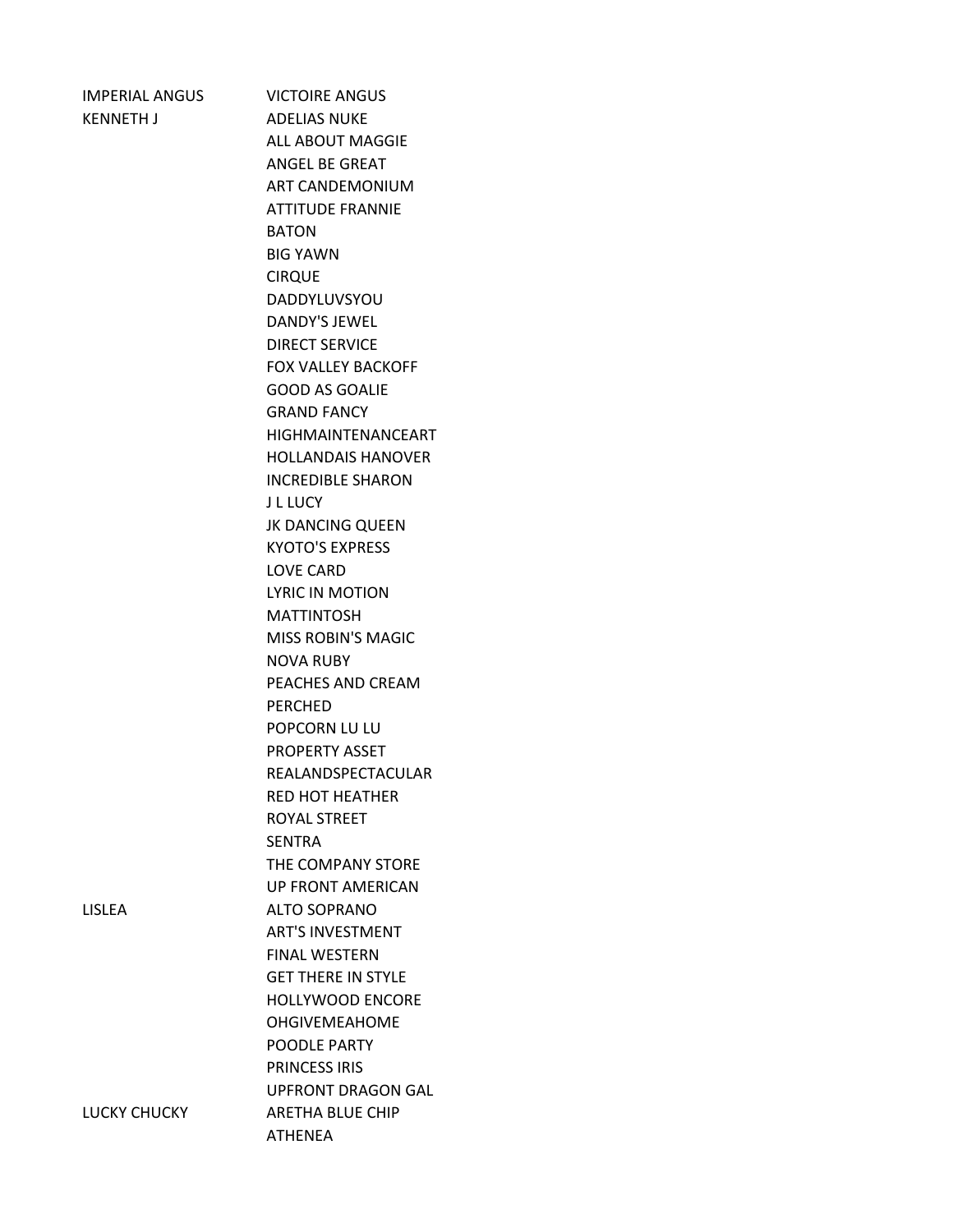| | |
|---|---|
| IMPERIAL ANGUS | VICTOIRE ANGUS |
| KENNETH J | ADELIAS NUKE |
| | ALL ABOUT MAGGIE |
| | ANGEL BE GREAT |
| | ART CANDEMONIUM |
| | ATTITUDE FRANNIE |
| | BATON |
| | BIG YAWN |
| | CIRQUE |
| | DADDYLUVSYOU |
| | DANDY'S JEWEL |
| | DIRECT SERVICE |
| | FOX VALLEY BACKOFF |
| | GOOD AS GOALIE |
| | GRAND FANCY |
| | HIGHMAINTENANCEART |
| | HOLLANDAIS HANOVER |
| | INCREDIBLE SHARON |
| | J L LUCY |
| | JK DANCING QUEEN |
| | KYOTO'S EXPRESS |
| | LOVE CARD |
| | LYRIC IN MOTION |
| | MATTINTOSH |
| | MISS ROBIN'S MAGIC |
| | NOVA RUBY |
| | PEACHES AND CREAM |
| | PERCHED |
| | POPCORN LU LU |
| | PROPERTY ASSET |
| | REALANDSPECTACULAR |
| | RED HOT HEATHER |
| | ROYAL STREET |
| | SENTRA |
| | THE COMPANY STORE |
| | UP FRONT AMERICAN |
| LISLEA | ALTO SOPRANO |
| | ART'S INVESTMENT |
| | FINAL WESTERN |
| | GET THERE IN STYLE |
| | HOLLYWOOD ENCORE |
| | OHGIVEMEAHOME |
| | POODLE PARTY |
| | PRINCESS IRIS |
| | UPFRONT DRAGON GAL |
| LUCKY CHUCKY | ARETHA BLUE CHIP |
| | ATHENEA |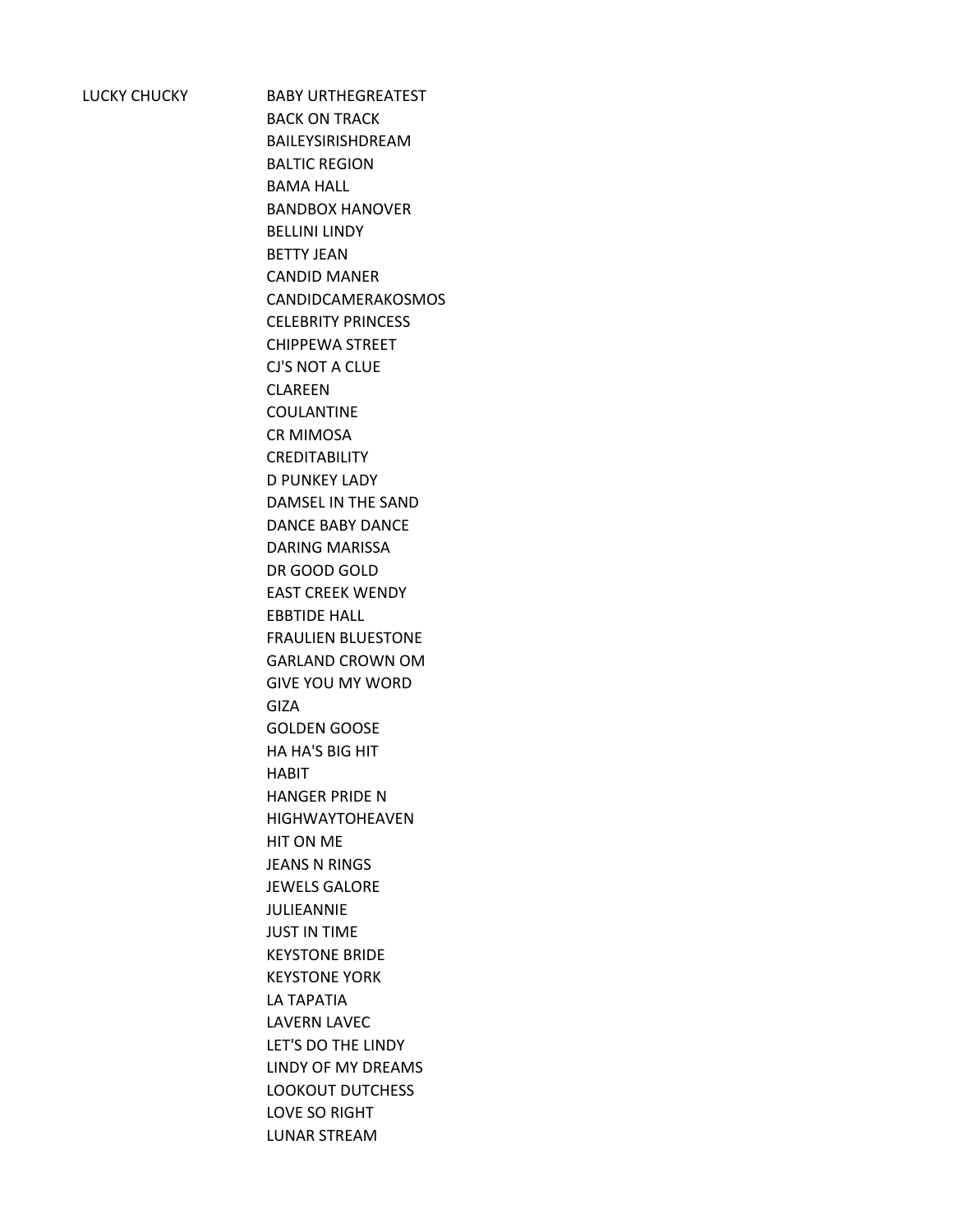| | |
|---|---|
| LUCKY CHUCKY | BABY URTHEGREATEST |
| | BACK ON TRACK |
| | BAILEYSIRISHDREAM |
| | BALTIC REGION |
| | BAMA HALL |
| | BANDBOX HANOVER |
| | BELLINI LINDY |
| | BETTY JEAN |
| | CANDID MANER |
| | CANDIDCAMERAKOSMOS |
| | CELEBRITY PRINCESS |
| | CHIPPEWA STREET |
| | CJ'S NOT A CLUE |
| | CLAREEN |
| | COULANTINE |
| | CR MIMOSA |
| | CREDITABILITY |
| | D PUNKEY LADY |
| | DAMSEL IN THE SAND |
| | DANCE BABY DANCE |
| | DARING MARISSA |
| | DR GOOD GOLD |
| | EAST CREEK WENDY |
| | EBBTIDE HALL |
| | FRAULIEN BLUESTONE |
| | GARLAND CROWN OM |
| | GIVE YOU MY WORD |
| | GIZA |
| | GOLDEN GOOSE |
| | HA HA'S BIG HIT |
| | HABIT |
| | HANGER PRIDE N |
| | HIGHWAYTOHEAVEN |
| | HIT ON ME |
| | JEANS N RINGS |
| | JEWELS GALORE |
| | JULIEANNIE |
| | JUST IN TIME |
| | KEYSTONE BRIDE |
| | KEYSTONE YORK |
| | LA TAPATIA |
| | LAVERN LAVEC |
| | LET'S DO THE LINDY |
| | LINDY OF MY DREAMS |
| | LOOKOUT DUTCHESS |
| | LOVE SO RIGHT |
| | LUNAR STREAM |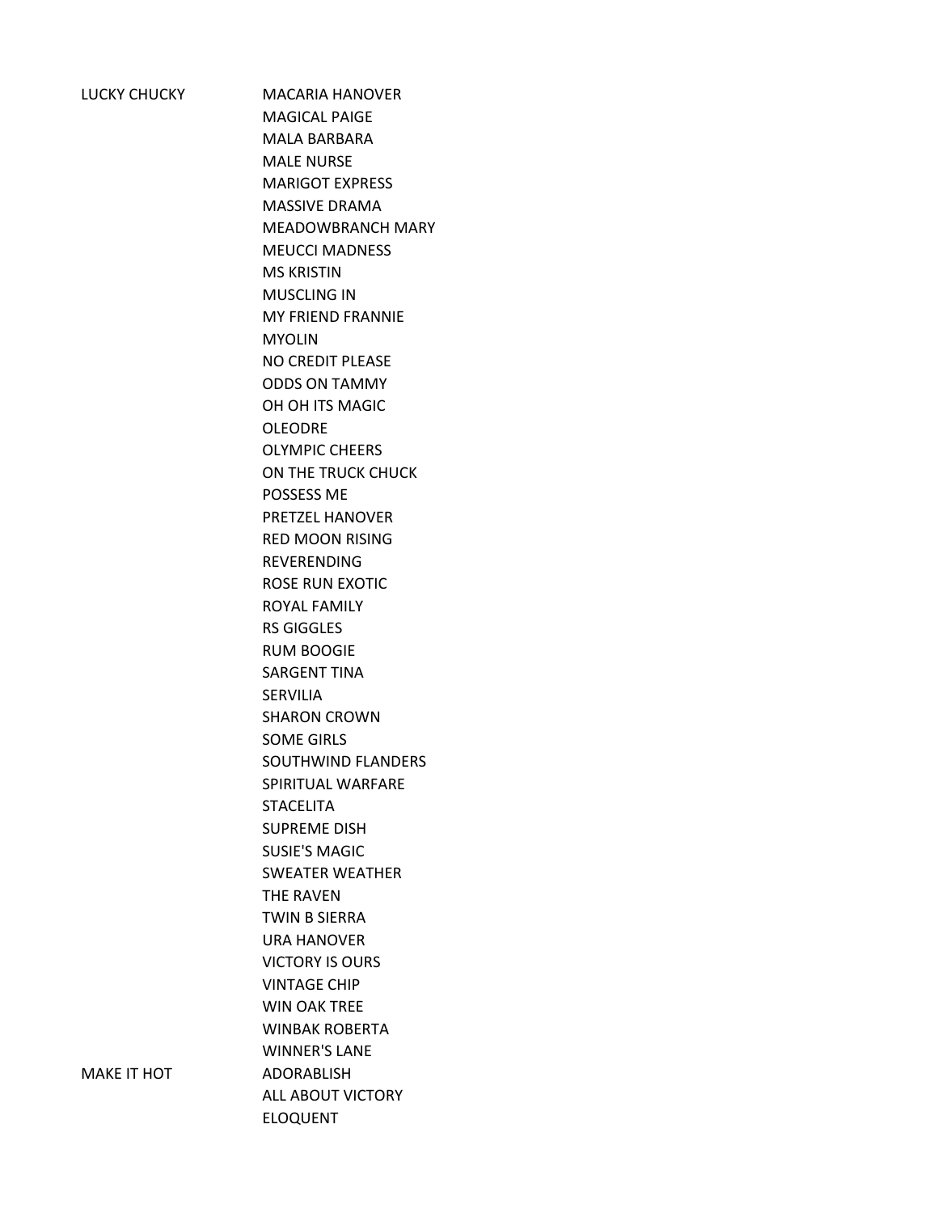| | |
|---|---|
| LUCKY CHUCKY | MACARIA HANOVER |
| | MAGICAL PAIGE |
| | MALA BARBARA |
| | MALE NURSE |
| | MARIGOT EXPRESS |
| | MASSIVE DRAMA |
| | MEADOWBRANCH MARY |
| | MEUCCI MADNESS |
| | MS KRISTIN |
| | MUSCLING IN |
| | MY FRIEND FRANNIE |
| | MYOLIN |
| | NO CREDIT PLEASE |
| | ODDS ON TAMMY |
| | OH OH ITS MAGIC |
| | OLEODRE |
| | OLYMPIC CHEERS |
| | ON THE TRUCK CHUCK |
| | POSSESS ME |
| | PRETZEL HANOVER |
| | RED MOON RISING |
| | REVERENDING |
| | ROSE RUN EXOTIC |
| | ROYAL FAMILY |
| | RS GIGGLES |
| | RUM BOOGIE |
| | SARGENT TINA |
| | SERVILIA |
| | SHARON CROWN |
| | SOME GIRLS |
| | SOUTHWIND FLANDERS |
| | SPIRITUAL WARFARE |
| | STACELITA |
| | SUPREME DISH |
| | SUSIE'S MAGIC |
| | SWEATER WEATHER |
| | THE RAVEN |
| | TWIN B SIERRA |
| | URA HANOVER |
| | VICTORY IS OURS |
| | VINTAGE CHIP |
| | WIN OAK TREE |
| | WINBAK ROBERTA |
| | WINNER'S LANE |
| MAKE IT HOT | ADORABLISH |
| | ALL ABOUT VICTORY |
| | ELOQUENT |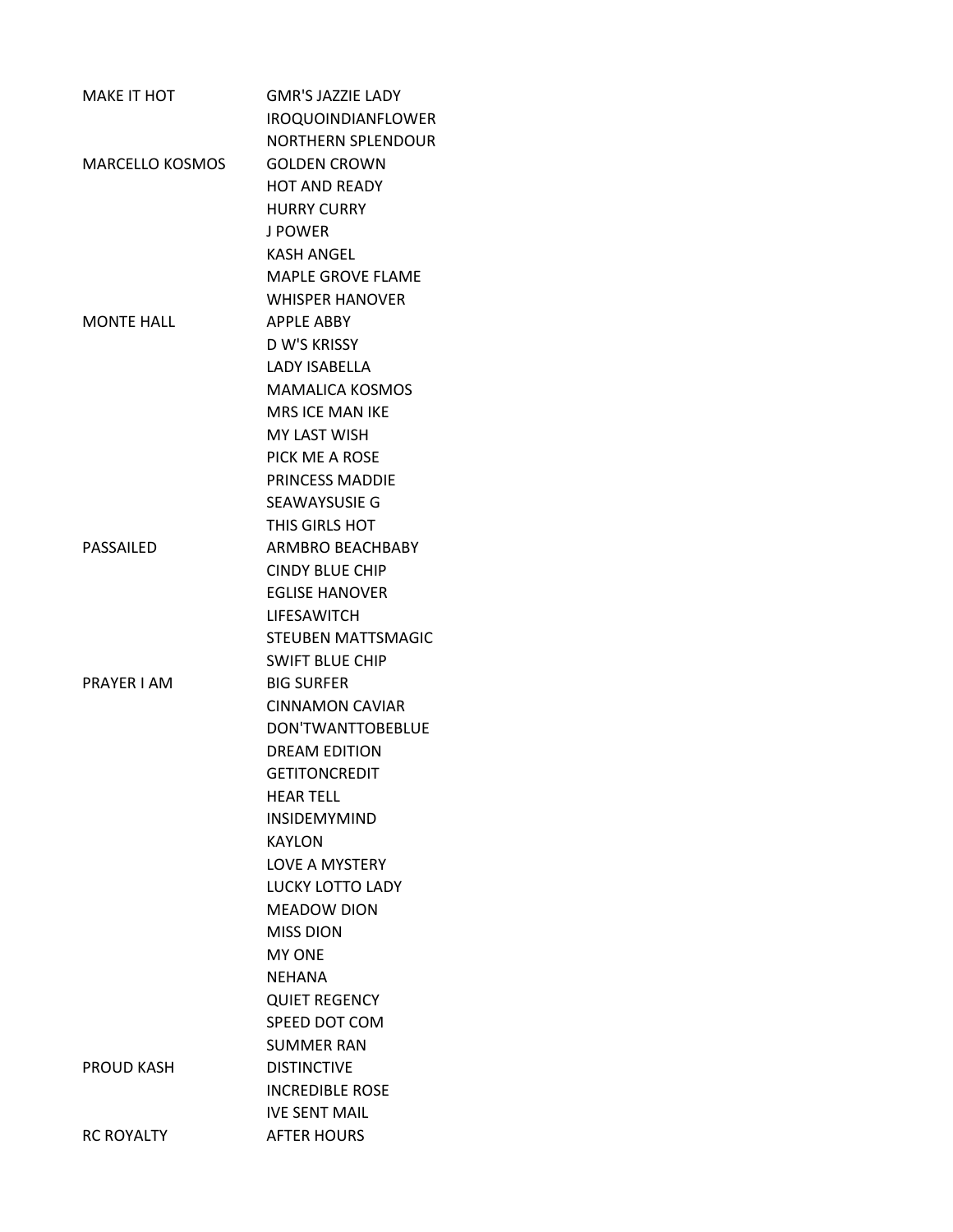| | |
|---|---|
| MAKE IT HOT | GMR'S JAZZIE LADY |
| | IROQUOINDIANFLOWER |
| | NORTHERN SPLENDOUR |
| MARCELLO KOSMOS | GOLDEN CROWN |
| | HOT AND READY |
| | HURRY CURRY |
| | J POWER |
| | KASH ANGEL |
| | MAPLE GROVE FLAME |
| | WHISPER HANOVER |
| MONTE HALL | APPLE ABBY |
| | D W'S KRISSY |
| | LADY ISABELLA |
| | MAMALICA KOSMOS |
| | MRS ICE MAN IKE |
| | MY LAST WISH |
| | PICK ME A ROSE |
| | PRINCESS MADDIE |
| | SEAWAYSUSIE G |
| | THIS GIRLS HOT |
| PASSAILED | ARMBRO BEACHBABY |
| | CINDY BLUE CHIP |
| | EGLISE HANOVER |
| | LIFESAWITCH |
| | STEUBEN MATTSMAGIC |
| | SWIFT BLUE CHIP |
| PRAYER I AM | BIG SURFER |
| | CINNAMON CAVIAR |
| | DON'TWANTTOBEBLUE |
| | DREAM EDITION |
| | GETITONCREDIT |
| | HEAR TELL |
| | INSIDEMYMIND |
| | KAYLON |
| | LOVE A MYSTERY |
| | LUCKY LOTTO LADY |
| | MEADOW DION |
| | MISS DION |
| | MY ONE |
| | NEHANA |
| | QUIET REGENCY |
| | SPEED DOT COM |
| | SUMMER RAN |
| PROUD KASH | DISTINCTIVE |
| | INCREDIBLE ROSE |
| | IVE SENT MAIL |
| RC ROYALTY | AFTER HOURS |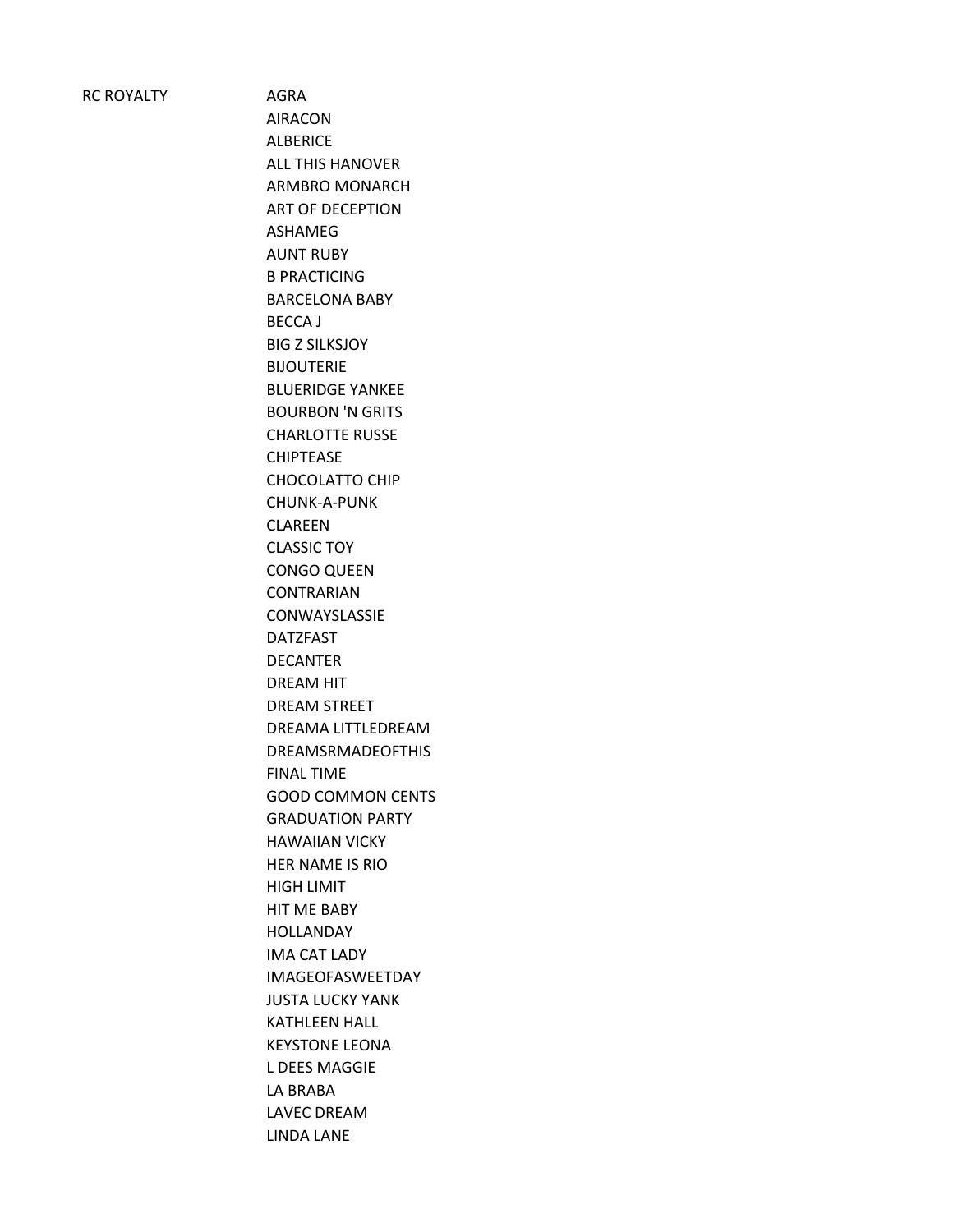| RC ROYALTY | AGRA |
| --- | --- |
| | AIRACON |
| | ALBERICE |
| | ALL THIS HANOVER |
| | ARMBRO MONARCH |
| | ART OF DECEPTION |
| | ASHAMEG |
| | AUNT RUBY |
| | B PRACTICING |
| | BARCELONA BABY |
| | BECCA J |
| | BIG Z SILKSJOY |
| | BIJOUTERIE |
| | BLUERIDGE YANKEE |
| | BOURBON 'N GRITS |
| | CHARLOTTE RUSSE |
| | CHIPTEASE |
| | CHOCOLATTO CHIP |
| | CHUNK-A-PUNK |
| | CLAREEN |
| | CLASSIC TOY |
| | CONGO QUEEN |
| | CONTRARIAN |
| | CONWAYSLASSIE |
| | DATZFAST |
| | DECANTER |
| | DREAM HIT |
| | DREAM STREET |
| | DREAMA LITTLEDREAM |
| | DREAMSRMADEOFTHIS |
| | FINAL TIME |
| | GOOD COMMON CENTS |
| | GRADUATION PARTY |
| | HAWAIIAN VICKY |
| | HER NAME IS RIO |
| | HIGH LIMIT |
| | HIT ME BABY |
| | HOLLANDAY |
| | IMA CAT LADY |
| | IMAGEOFASWEETDAY |
| | JUSTA LUCKY YANK |
| | KATHLEEN HALL |
| | KEYSTONE LEONA |
| | L DEES MAGGIE |
| | LA BRABA |
| | LAVEC DREAM |
| | LINDA LANE |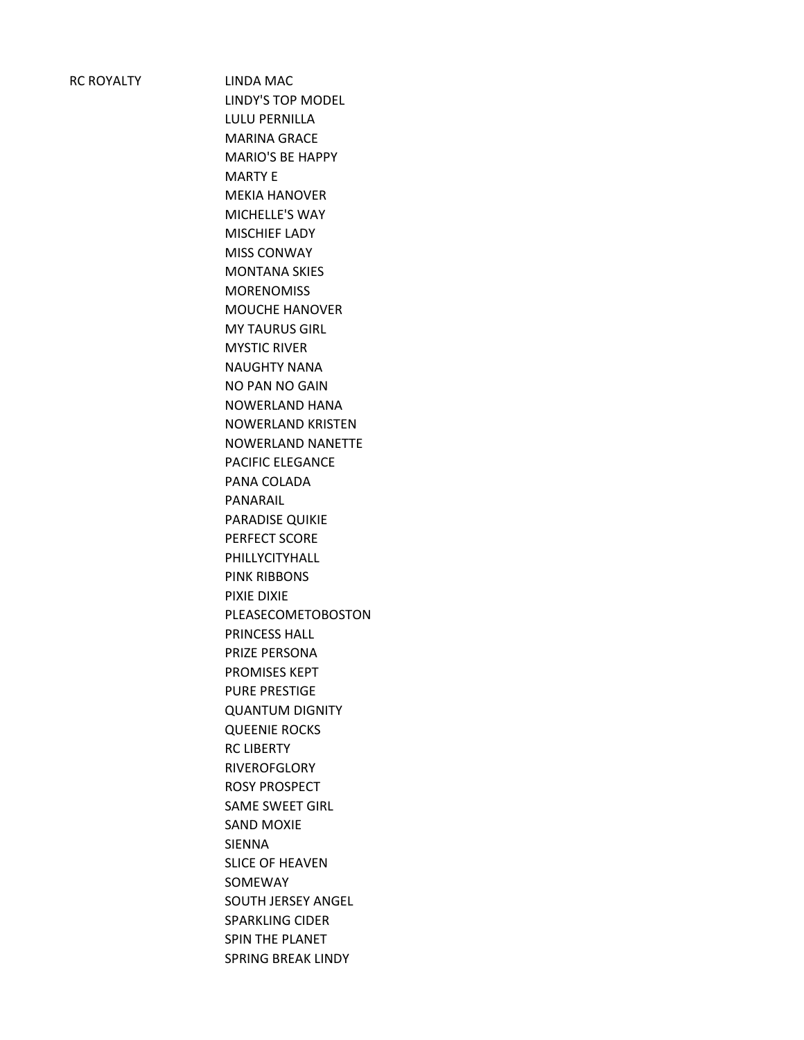| | |
|---|---|
| RC ROYALTY | LINDA MAC |
| | LINDY'S TOP MODEL |
| | LULU PERNILLA |
| | MARINA GRACE |
| | MARIO'S BE HAPPY |
| | MARTY E |
| | MEKIA HANOVER |
| | MICHELLE'S WAY |
| | MISCHIEF LADY |
| | MISS CONWAY |
| | MONTANA SKIES |
| | MORENOMISS |
| | MOUCHE HANOVER |
| | MY TAURUS GIRL |
| | MYSTIC RIVER |
| | NAUGHTY NANA |
| | NO PAN NO GAIN |
| | NOWERLAND HANA |
| | NOWERLAND KRISTEN |
| | NOWERLAND NANETTE |
| | PACIFIC ELEGANCE |
| | PANA COLADA |
| | PANARAIL |
| | PARADISE QUIKIE |
| | PERFECT SCORE |
| | PHILLYCITYHALL |
| | PINK RIBBONS |
| | PIXIE DIXIE |
| | PLEASECOMETOBOSTON |
| | PRINCESS HALL |
| | PRIZE PERSONA |
| | PROMISES KEPT |
| | PURE PRESTIGE |
| | QUANTUM DIGNITY |
| | QUEENIE ROCKS |
| | RC LIBERTY |
| | RIVEROFGLORY |
| | ROSY PROSPECT |
| | SAME SWEET GIRL |
| | SAND MOXIE |
| | SIENNA |
| | SLICE OF HEAVEN |
| | SOMEWAY |
| | SOUTH JERSEY ANGEL |
| | SPARKLING CIDER |
| | SPIN THE PLANET |
| | SPRING BREAK LINDY |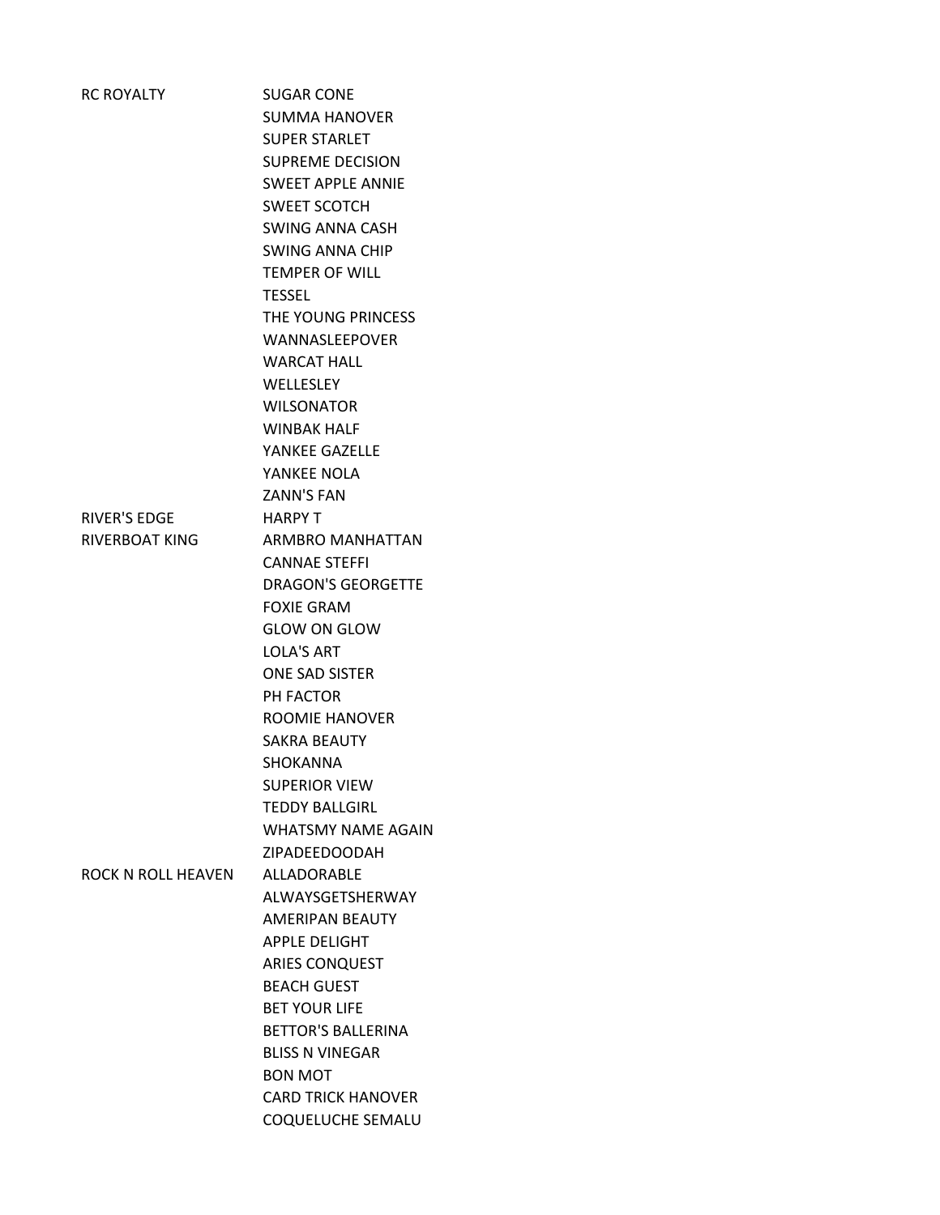| | |
|---|---|
| RC ROYALTY | SUGAR CONE |
| | SUMMA HANOVER |
| | SUPER STARLET |
| | SUPREME DECISION |
| | SWEET APPLE ANNIE |
| | SWEET SCOTCH |
| | SWING ANNA CASH |
| | SWING ANNA CHIP |
| | TEMPER OF WILL |
| | TESSEL |
| | THE YOUNG PRINCESS |
| | WANNASLEEPOVER |
| | WARCAT HALL |
| | WELLESLEY |
| | WILSONATOR |
| | WINBAK HALF |
| | YANKEE GAZELLE |
| | YANKEE NOLA |
| | ZANN'S FAN |
| RIVER'S EDGE | HARPY T |
| RIVERBOAT KING | ARMBRO MANHATTAN |
| | CANNAE STEFFI |
| | DRAGON'S GEORGETTE |
| | FOXIE GRAM |
| | GLOW ON GLOW |
| | LOLA'S ART |
| | ONE SAD SISTER |
| | PH FACTOR |
| | ROOMIE HANOVER |
| | SAKRA BEAUTY |
| | SHOKANNA |
| | SUPERIOR VIEW |
| | TEDDY BALLGIRL |
| | WHATSMY NAME AGAIN |
| | ZIPADEEDOODAH |
| ROCK N ROLL HEAVEN | ALLADORABLE |
| | ALWAYSGETSHERWAY |
| | AMERIPAN BEAUTY |
| | APPLE DELIGHT |
| | ARIES CONQUEST |
| | BEACH GUEST |
| | BET YOUR LIFE |
| | BETTOR'S BALLERINA |
| | BLISS N VINEGAR |
| | BON MOT |
| | CARD TRICK HANOVER |
| | COQUELUCHE SEMALU |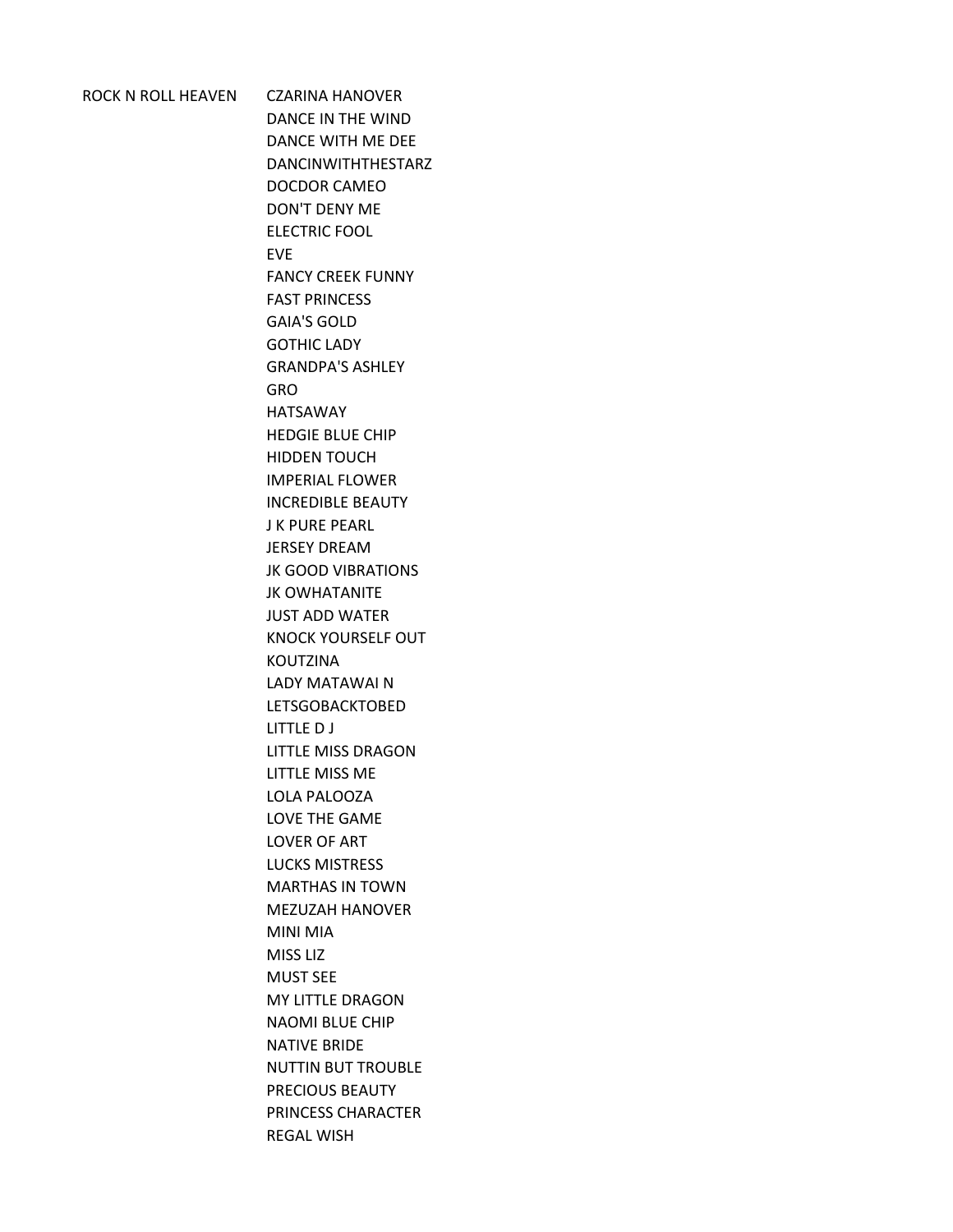| ROCK N ROLL HEAVEN | CZARINA HANOVER |
|---|---|
| | DANCE IN THE WIND |
| | DANCE WITH ME DEE |
| | DANCINWITHTHESTARZ |
| | DOCDOR CAMEO |
| | DON'T DENY ME |
| | ELECTRIC FOOL |
| | EVE |
| | FANCY CREEK FUNNY |
| | FAST PRINCESS |
| | GAIA'S GOLD |
| | GOTHIC LADY |
| | GRANDPA'S ASHLEY |
| | GRO |
| | HATSAWAY |
| | HEDGIE BLUE CHIP |
| | HIDDEN TOUCH |
| | IMPERIAL FLOWER |
| | INCREDIBLE BEAUTY |
| | J K PURE PEARL |
| | JERSEY DREAM |
| | JK GOOD VIBRATIONS |
| | JK OWHATANITE |
| | JUST ADD WATER |
| | KNOCK YOURSELF OUT |
| | KOUTZINA |
| | LADY MATAWAI N |
| | LETSGOBACKTOBED |
| | LITTLE D J |
| | LITTLE MISS DRAGON |
| | LITTLE MISS ME |
| | LOLA PALOOZA |
| | LOVE THE GAME |
| | LOVER OF ART |
| | LUCKS MISTRESS |
| | MARTHAS IN TOWN |
| | MEZUZAH HANOVER |
| | MINI MIA |
| | MISS LIZ |
| | MUST SEE |
| | MY LITTLE DRAGON |
| | NAOMI BLUE CHIP |
| | NATIVE BRIDE |
| | NUTTIN BUT TROUBLE |
| | PRECIOUS BEAUTY |
| | PRINCESS CHARACTER |
| | REGAL WISH |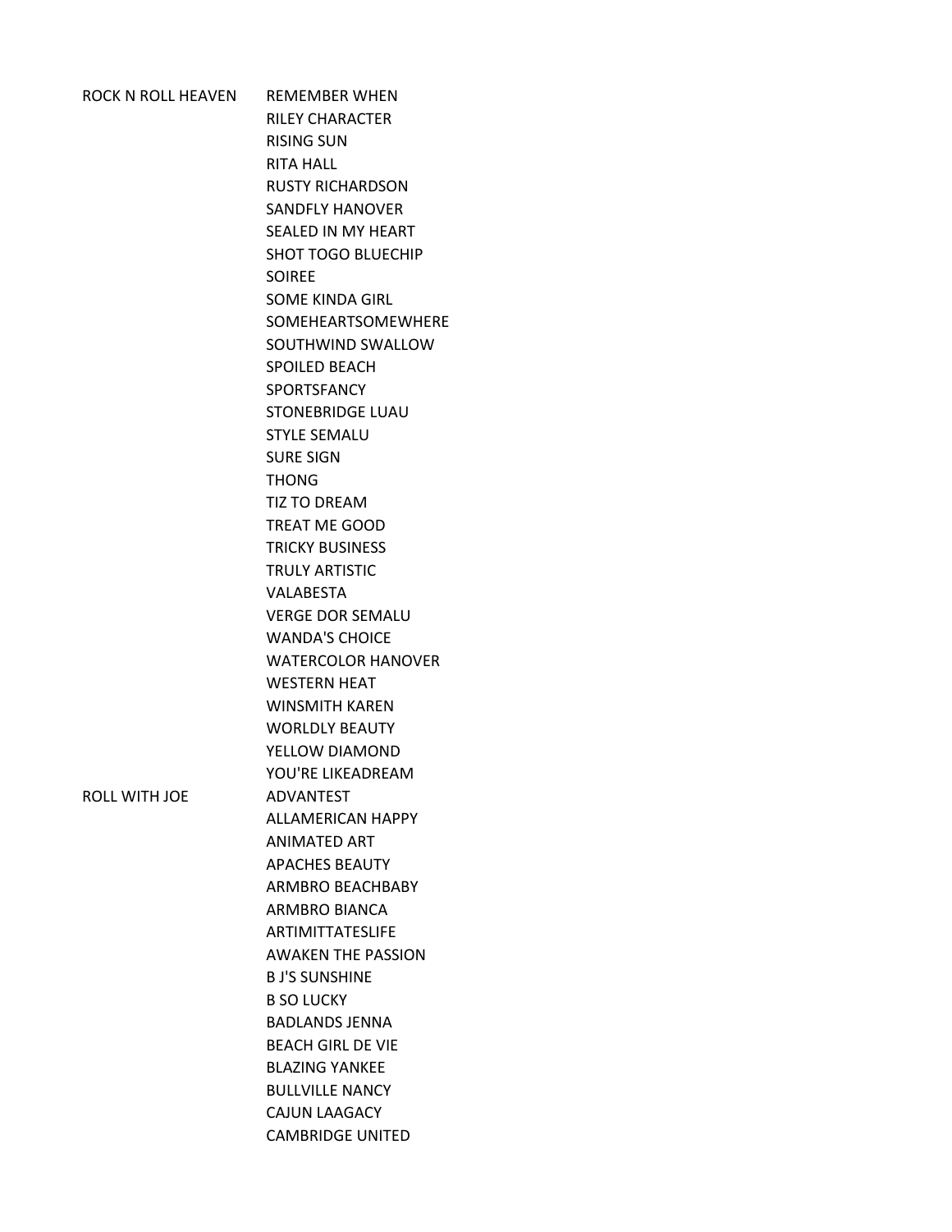| | |
|---|---|
| ROCK N ROLL HEAVEN | REMEMBER WHEN |
| | RILEY CHARACTER |
| | RISING SUN |
| | RITA HALL |
| | RUSTY RICHARDSON |
| | SANDFLY HANOVER |
| | SEALED IN MY HEART |
| | SHOT TOGO BLUECHIP |
| | SOIREE |
| | SOME KINDA GIRL |
| | SOMEHEARTSOMEWHERE |
| | SOUTHWIND SWALLOW |
| | SPOILED BEACH |
| | SPORTSFANCY |
| | STONEBRIDGE LUAU |
| | STYLE SEMALU |
| | SURE SIGN |
| | THONG |
| | TIZ TO DREAM |
| | TREAT ME GOOD |
| | TRICKY BUSINESS |
| | TRULY ARTISTIC |
| | VALABESTA |
| | VERGE DOR SEMALU |
| | WANDA'S CHOICE |
| | WATERCOLOR HANOVER |
| | WESTERN HEAT |
| | WINSMITH KAREN |
| | WORLDLY BEAUTY |
| | YELLOW DIAMOND |
| | YOU'RE LIKEADREAM |
| ROLL WITH JOE | ADVANTEST |
| | ALLAMERICAN HAPPY |
| | ANIMATED ART |
| | APACHES BEAUTY |
| | ARMBRO BEACHBABY |
| | ARMBRO BIANCA |
| | ARTIMITTATESLIFE |
| | AWAKEN THE PASSION |
| | B J'S SUNSHINE |
| | B SO LUCKY |
| | BADLANDS JENNA |
| | BEACH GIRL DE VIE |
| | BLAZING YANKEE |
| | BULLVILLE NANCY |
| | CAJUN LAAGACY |
| | CAMBRIDGE UNITED |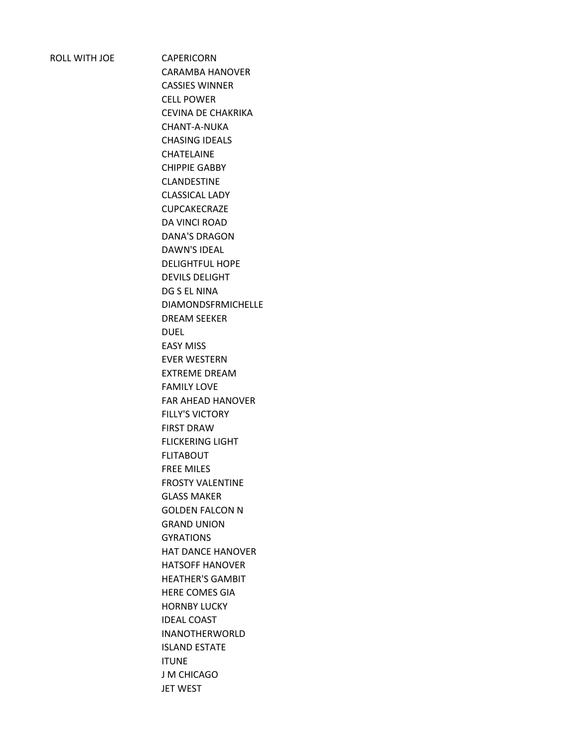| ROLL WITH JOE | CAPERICORN |
|---|---|
| | CARAMBA HANOVER |
| | CASSIES WINNER |
| | CELL POWER |
| | CEVINA DE CHAKRIKA |
| | CHANT-A-NUKA |
| | CHASING IDEALS |
| | CHATELAINE |
| | CHIPPIE GABBY |
| | CLANDESTINE |
| | CLASSICAL LADY |
| | CUPCAKECRAZE |
| | DA VINCI ROAD |
| | DANA'S DRAGON |
| | DAWN'S IDEAL |
| | DELIGHTFUL HOPE |
| | DEVILS DELIGHT |
| | DG S EL NINA |
| | DIAMONDSFRMICHELLE |
| | DREAM SEEKER |
| | DUEL |
| | EASY MISS |
| | EVER WESTERN |
| | EXTREME DREAM |
| | FAMILY LOVE |
| | FAR AHEAD HANOVER |
| | FILLY'S VICTORY |
| | FIRST DRAW |
| | FLICKERING LIGHT |
| | FLITABOUT |
| | FREE MILES |
| | FROSTY VALENTINE |
| | GLASS MAKER |
| | GOLDEN FALCON N |
| | GRAND UNION |
| | GYRATIONS |
| | HAT DANCE HANOVER |
| | HATSOFF HANOVER |
| | HEATHER'S GAMBIT |
| | HERE COMES GIA |
| | HORNBY LUCKY |
| | IDEAL COAST |
| | INANOTHERWORLD |
| | ISLAND ESTATE |
| | ITUNE |
| | J M CHICAGO |
| | JET WEST |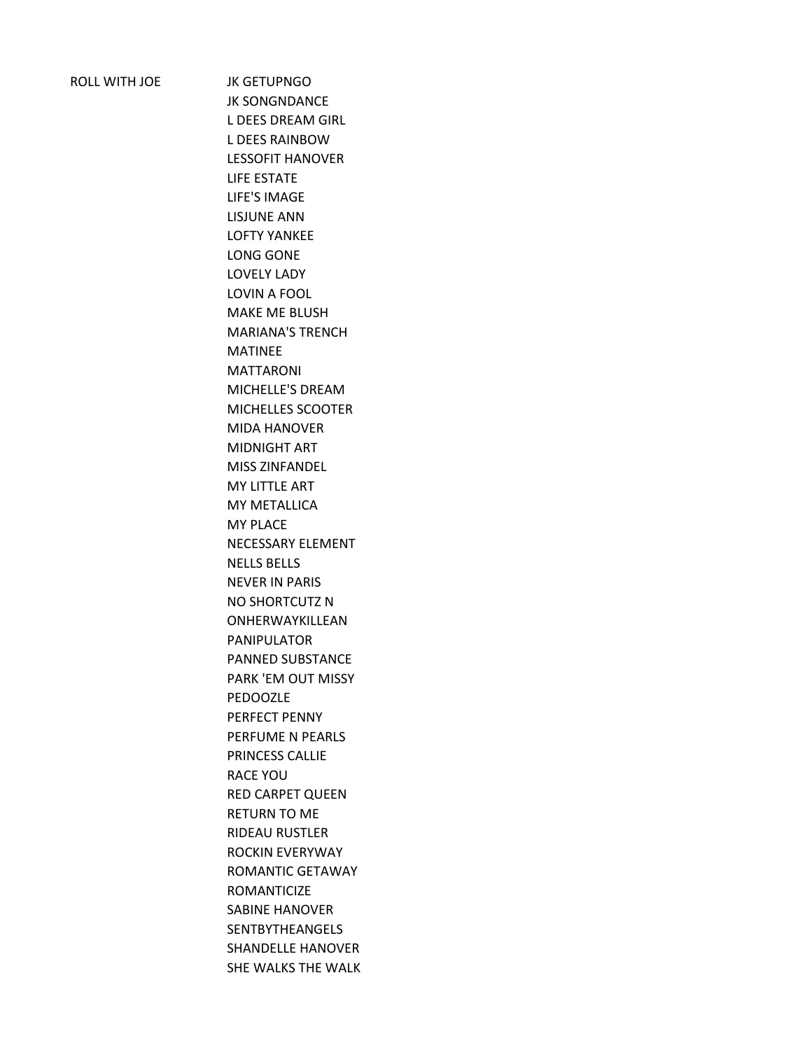| | |
|---|---|
| ROLL WITH JOE | JK GETUPNGO |
| | JK SONGNDANCE |
| | L DEES DREAM GIRL |
| | L DEES RAINBOW |
| | LESSOFIT HANOVER |
| | LIFE ESTATE |
| | LIFE'S IMAGE |
| | LISJUNE ANN |
| | LOFTY YANKEE |
| | LONG GONE |
| | LOVELY LADY |
| | LOVIN A FOOL |
| | MAKE ME BLUSH |
| | MARIANA'S TRENCH |
| | MATINEE |
| | MATTARONI |
| | MICHELLE'S DREAM |
| | MICHELLES SCOOTER |
| | MIDA HANOVER |
| | MIDNIGHT ART |
| | MISS ZINFANDEL |
| | MY LITTLE ART |
| | MY METALLICA |
| | MY PLACE |
| | NECESSARY ELEMENT |
| | NELLS BELLS |
| | NEVER IN PARIS |
| | NO SHORTCUTZ N |
| | ONHERWAYKILLEAN |
| | PANIPULATOR |
| | PANNED SUBSTANCE |
| | PARK 'EM OUT MISSY |
| | PEDOOZLE |
| | PERFECT PENNY |
| | PERFUME N PEARLS |
| | PRINCESS CALLIE |
| | RACE YOU |
| | RED CARPET QUEEN |
| | RETURN TO ME |
| | RIDEAU RUSTLER |
| | ROCKIN EVERYWAY |
| | ROMANTIC GETAWAY |
| | ROMANTICIZE |
| | SABINE HANOVER |
| | SENTBYTHEANGELS |
| | SHANDELLE HANOVER |
| | SHE WALKS THE WALK |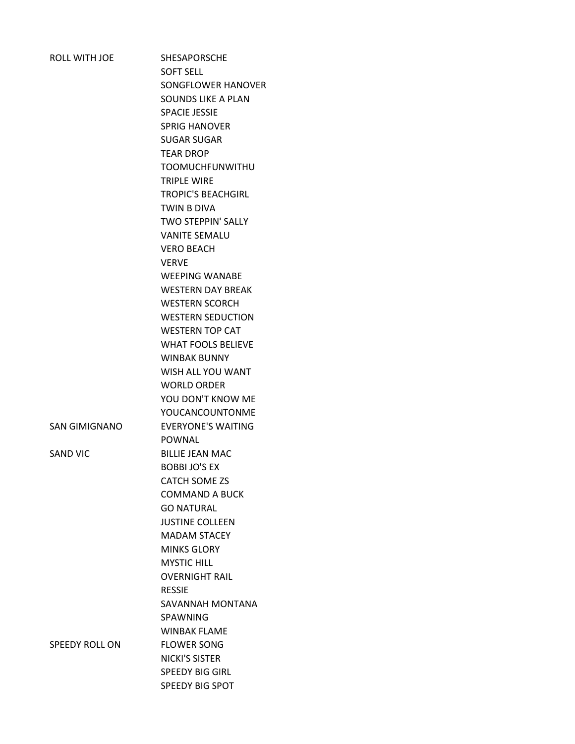| | |
|---|---|
| ROLL WITH JOE | SHESAPORSCHE |
| | SOFT SELL |
| | SONGFLOWER HANOVER |
| | SOUNDS LIKE A PLAN |
| | SPACIE JESSIE |
| | SPRIG HANOVER |
| | SUGAR SUGAR |
| | TEAR DROP |
| | TOOMUCHFUNWITHU |
| | TRIPLE WIRE |
| | TROPIC'S BEACHGIRL |
| | TWIN B DIVA |
| | TWO STEPPIN' SALLY |
| | VANITE SEMALU |
| | VERO BEACH |
| | VERVE |
| | WEEPING WANABE |
| | WESTERN DAY BREAK |
| | WESTERN SCORCH |
| | WESTERN SEDUCTION |
| | WESTERN TOP CAT |
| | WHAT FOOLS BELIEVE |
| | WINBAK BUNNY |
| | WISH ALL YOU WANT |
| | WORLD ORDER |
| | YOU DON'T KNOW ME |
| | YOUCANCOUNTONME |
| SAN GIMIGNANO | EVERYONE'S WAITING |
| | POWNAL |
| SAND VIC | BILLIE JEAN MAC |
| | BOBBI JO'S EX |
| | CATCH SOME ZS |
| | COMMAND A BUCK |
| | GO NATURAL |
| | JUSTINE COLLEEN |
| | MADAM STACEY |
| | MINKS GLORY |
| | MYSTIC HILL |
| | OVERNIGHT RAIL |
| | RESSIE |
| | SAVANNAH MONTANA |
| | SPAWNING |
| | WINBAK FLAME |
| SPEEDY ROLL ON | FLOWER SONG |
| | NICKI'S SISTER |
| | SPEEDY BIG GIRL |
| | SPEEDY BIG SPOT |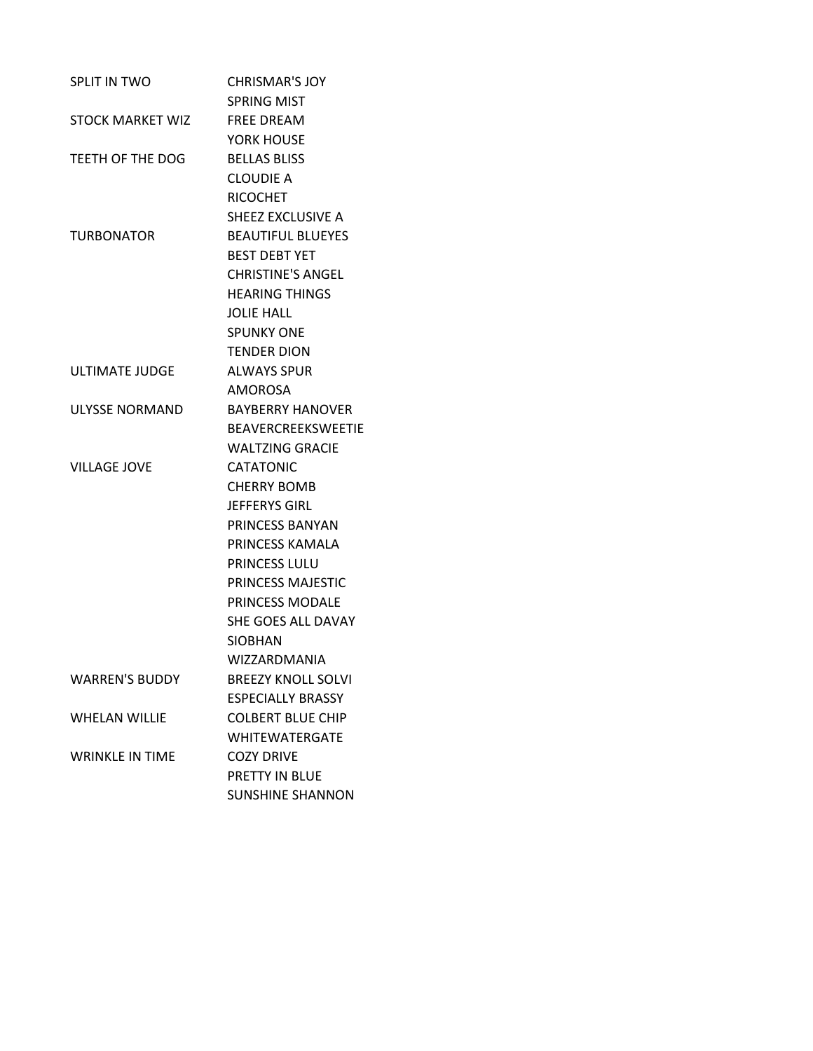| | |
|---|---|
| SPLIT IN TWO | CHRISMAR'S JOY |
| | SPRING MIST |
| STOCK MARKET WIZ | FREE DREAM |
| | YORK HOUSE |
| TEETH OF THE DOG | BELLAS BLISS |
| | CLOUDIE A |
| | RICOCHET |
| | SHEEZ EXCLUSIVE A |
| TURBONATOR | BEAUTIFUL BLUEYES |
| | BEST DEBT YET |
| | CHRISTINE'S ANGEL |
| | HEARING THINGS |
| | JOLIE HALL |
| | SPUNKY ONE |
| | TENDER DION |
| ULTIMATE JUDGE | ALWAYS SPUR |
| | AMOROSA |
| ULYSSE NORMAND | BAYBERRY HANOVER |
| | BEAVERCREEKSWEETIE |
| | WALTZING GRACIE |
| VILLAGE JOVE | CATATONIC |
| | CHERRY BOMB |
| | JEFFERYS GIRL |
| | PRINCESS BANYAN |
| | PRINCESS KAMALA |
| | PRINCESS LULU |
| | PRINCESS MAJESTIC |
| | PRINCESS MODALE |
| | SHE GOES ALL DAVAY |
| | SIOBHAN |
| | WIZZARDMANIA |
| WARREN'S BUDDY | BREEZY KNOLL SOLVI |
| | ESPECIALLY BRASSY |
| WHELAN WILLIE | COLBERT BLUE CHIP |
| | WHITEWATERGATE |
| WRINKLE IN TIME | COZY DRIVE |
| | PRETTY IN BLUE |
| | SUNSHINE SHANNON |